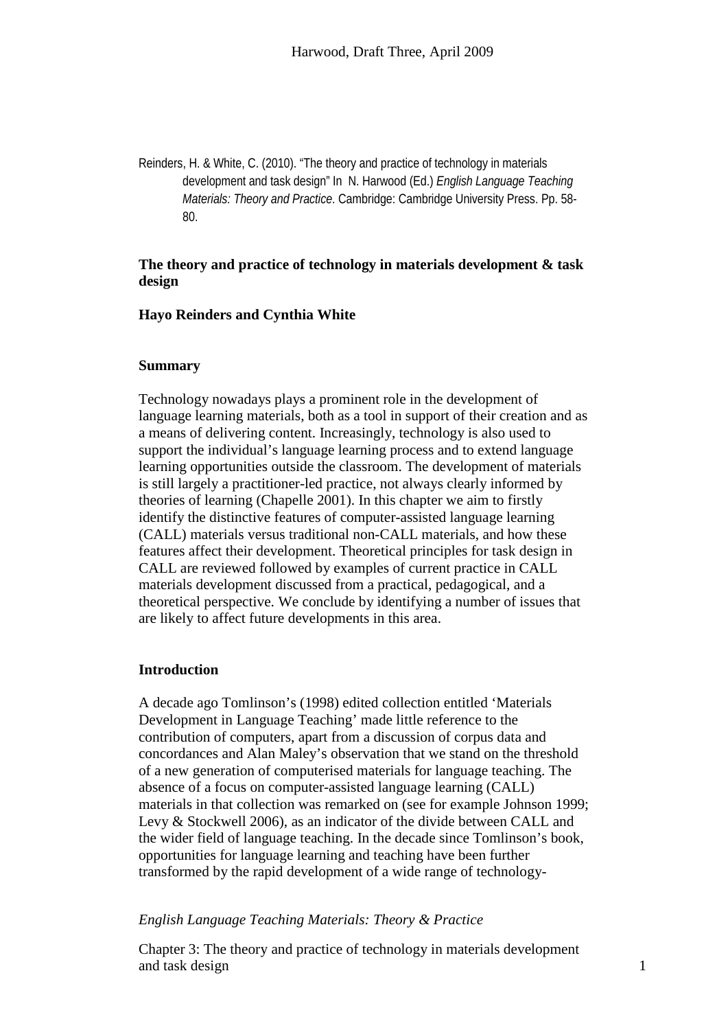Reinders, H. & White, C. (2010). "The theory and practice of technology in materials development and task design" In N. Harwood (Ed.) *English Language Teaching Materials: Theory and Practice*. Cambridge: Cambridge University Press. Pp. 58-80.

## The theory and practice of technology in materials development & task design

**Hayo Reinders and Cynthia White**

### Summary

Technology nowadays plays a prominent role in the development of language learning materials, both as a tool in support of their creation and as a means of delivering content. Increasingly, technology is also used to support the individual's language learning process and to extend language learning opportunities outside the classroom. The development of materials is still largely a practitioner-led practice, not always clearly informed by theories of learning (Chapelle 2001). In this chapter we aim to firstly identify the distinctive features of computer-assisted language learning (CALL) materials versus traditional non-CALL materials, and how these features affect their development. Theoretical principles for task design in CALL are reviewed followed by examples of current practice in CALL materials development discussed from a practical, pedagogical, and a theoretical perspective. We conclude by identifying a number of issues that are likely to affect future developments in this area.

### Introduction

A decade ago Tomlinson's (1998) edited collection entitled 'Materials Development in Language Teaching' made little reference to the contribution of computers, apart from a discussion of corpus data and concordances and Alan Maley's observation that we stand on the threshold of a new generation of computerised materials for language teaching. The absence of a focus on computer-assisted language learning (CALL) materials in that collection was remarked on (see for example Johnson 1999; Levy & Stockwell 2006), as an indicator of the divide between CALL and the wider field of language teaching. In the decade since Tomlinson's book, opportunities for language learning and teaching have been further transformed by the rapid development of a wide range of technology-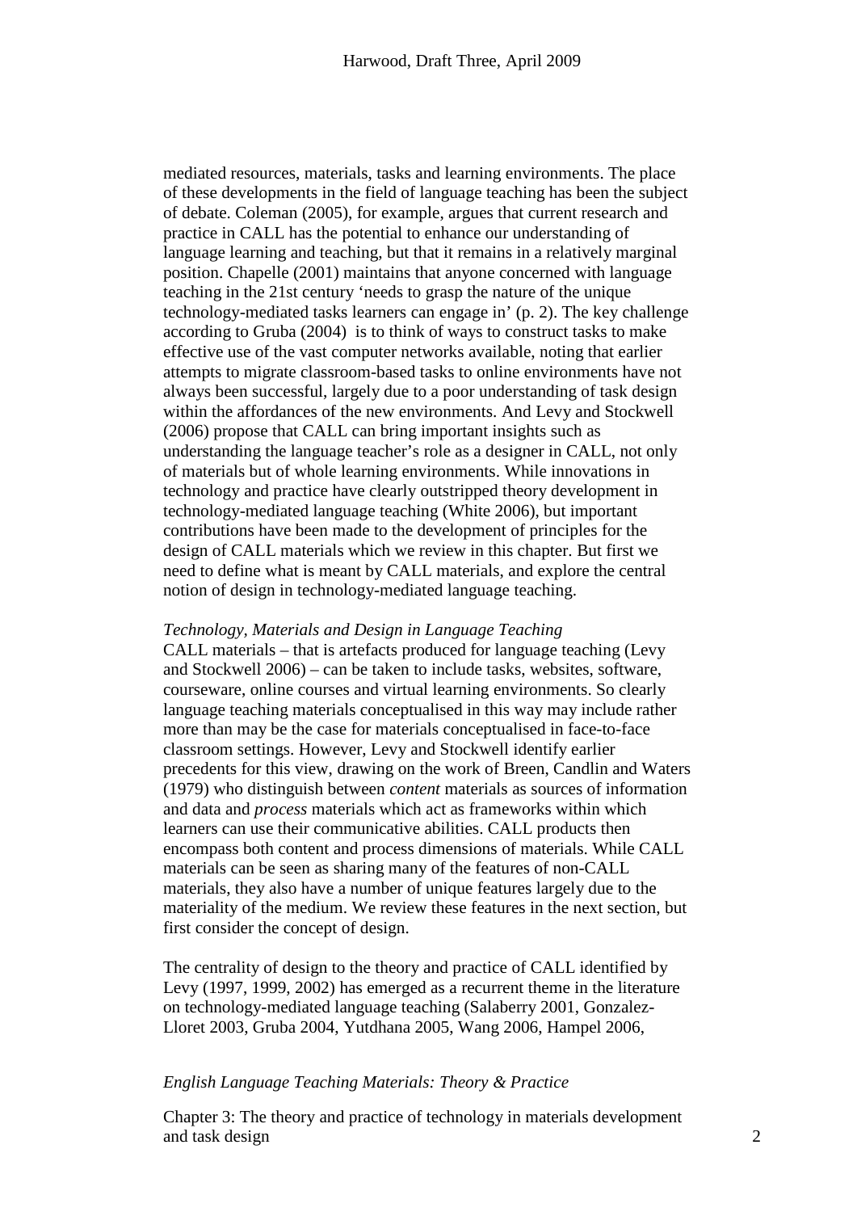mediated resources, materials, tasks and learning environments. The place of these developments in the field of language teaching has been the subject of debate. Coleman (2005), for example, argues that current research and practice in CALL has the potential to enhance our understanding of language learning and teaching, but that it remains in a relatively marginal position. Chapelle (2001) maintains that anyone concerned with language teaching in the 21st century 'needs to grasp the nature of the unique technology-mediated tasks learners can engage in' (p. 2). The key challenge according to Gruba (2004) is to think of ways to construct tasks to make effective use of the vast computer networks available, noting that earlier attempts to migrate classroom-based tasks to online environments have not always been successful, largely due to a poor understanding of task design within the affordances of the new environments. And Levy and Stockwell (2006) propose that CALL can bring important insights such as understanding the language teacher's role as a designer in CALL, not only of materials but of whole learning environments. While innovations in technology and practice have clearly outstripped theory development in technology-mediated language teaching (White 2006), but important contributions have been made to the development of principles for the design of CALL materials which we review in this chapter. But first we need to define what is meant by CALL materials, and explore the central notion of design in technology-mediated language teaching.

*Technology, Materials and Design in Language Teaching*

CALL materials – that is artefacts produced for language teaching (Levy and Stockwell 2006) – can be taken to include tasks, websites, software, courseware, online courses and virtual learning environments. So clearly language teaching materials conceptualised in this way may include rather more than may be the case for materials conceptualised in face-to-face classroom settings. However, Levy and Stockwell identify earlier precedents for this view, drawing on the work of Breen, Candlin and Waters (1979) who distinguish between *content* materials as sources of information and data and *process* materials which act as frameworks within which learners can use their communicative abilities. CALL products then encompass both content and process dimensions of materials. While CALL materials can be seen as sharing many of the features of non-CALL materials, they also have a number of unique features largely due to the materiality of the medium. We review these features in the next section, but first consider the concept of design.

The centrality of design to the theory and practice of CALL identified by Levy (1997, 1999, 2002) has emerged as a recurrent theme in the literature on technology-mediated language teaching (Salaberry 2001, Gonzalez-Lloret 2003, Gruba 2004, Yutdhana 2005, Wang 2006, Hampel 2006,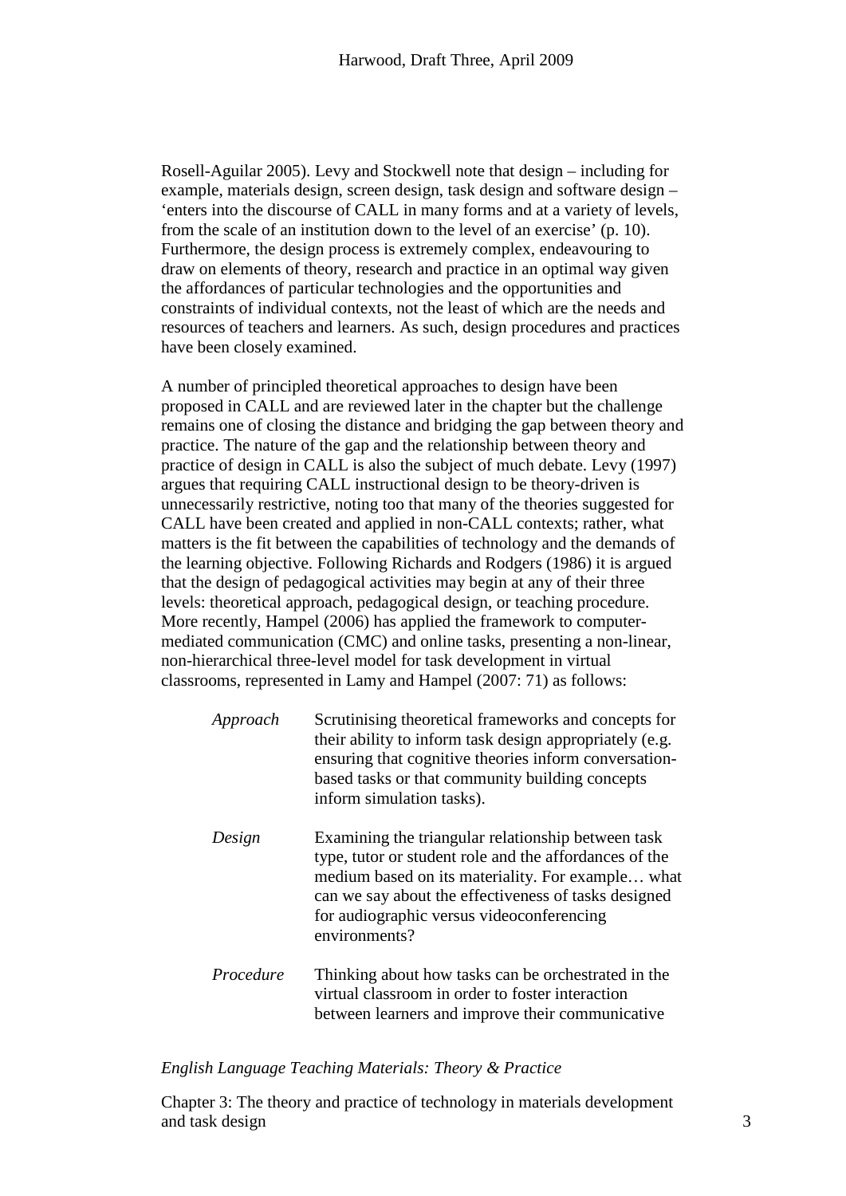Rosell-Aguilar 2005). Levy and Stockwell note that design – including for example, materials design, screen design, task design and software design – 'enters into the discourse of CALL in many forms and at a variety of levels, from the scale of an institution down to the level of an exercise' (p. 10). Furthermore, the design process is extremely complex, endeavouring to draw on elements of theory, research and practice in an optimal way given the affordances of particular technologies and the opportunities and constraints of individual contexts, not the least of which are the needs and resources of teachers and learners. As such, design procedures and practices have been closely examined.

A number of principled theoretical approaches to design have been proposed in CALL and are reviewed later in the chapter but the challenge remains one of closing the distance and bridging the gap between theory and practice. The nature of the gap and the relationship between theory and practice of design in CALL is also the subject of much debate. Levy (1997) argues that requiring CALL instructional design to be theory-driven is unnecessarily restrictive, noting too that many of the theories suggested for CALL have been created and applied in non-CALL contexts; rather, what matters is the fit between the capabilities of technology and the demands of the learning objective. Following Richards and Rodgers (1986) it is argued that the design of pedagogical activities may begin at any of their three levels: theoretical approach, pedagogical design, or teaching procedure. More recently, Hampel (2006) has applied the framework to computer-mediated communication (CMC) and online tasks, presenting a non-linear, non-hierarchical three-level model for task development in virtual classrooms, represented in Lamy and Hampel (2007: 71) as follows:

| | |
|---|---|
| *Approach* | Scrutinising theoretical frameworks and concepts for their ability to inform task design appropriately (e.g. ensuring that cognitive theories inform conversation-based tasks or that community building concepts inform simulation tasks). |
| *Design* | Examining the triangular relationship between task type, tutor or student role and the affordances of the medium based on its materiality. For example… what can we say about the effectiveness of tasks designed for audiographic versus videoconferencing environments? |
| *Procedure* | Thinking about how tasks can be orchestrated in the virtual classroom in order to foster interaction between learners and improve their communicative |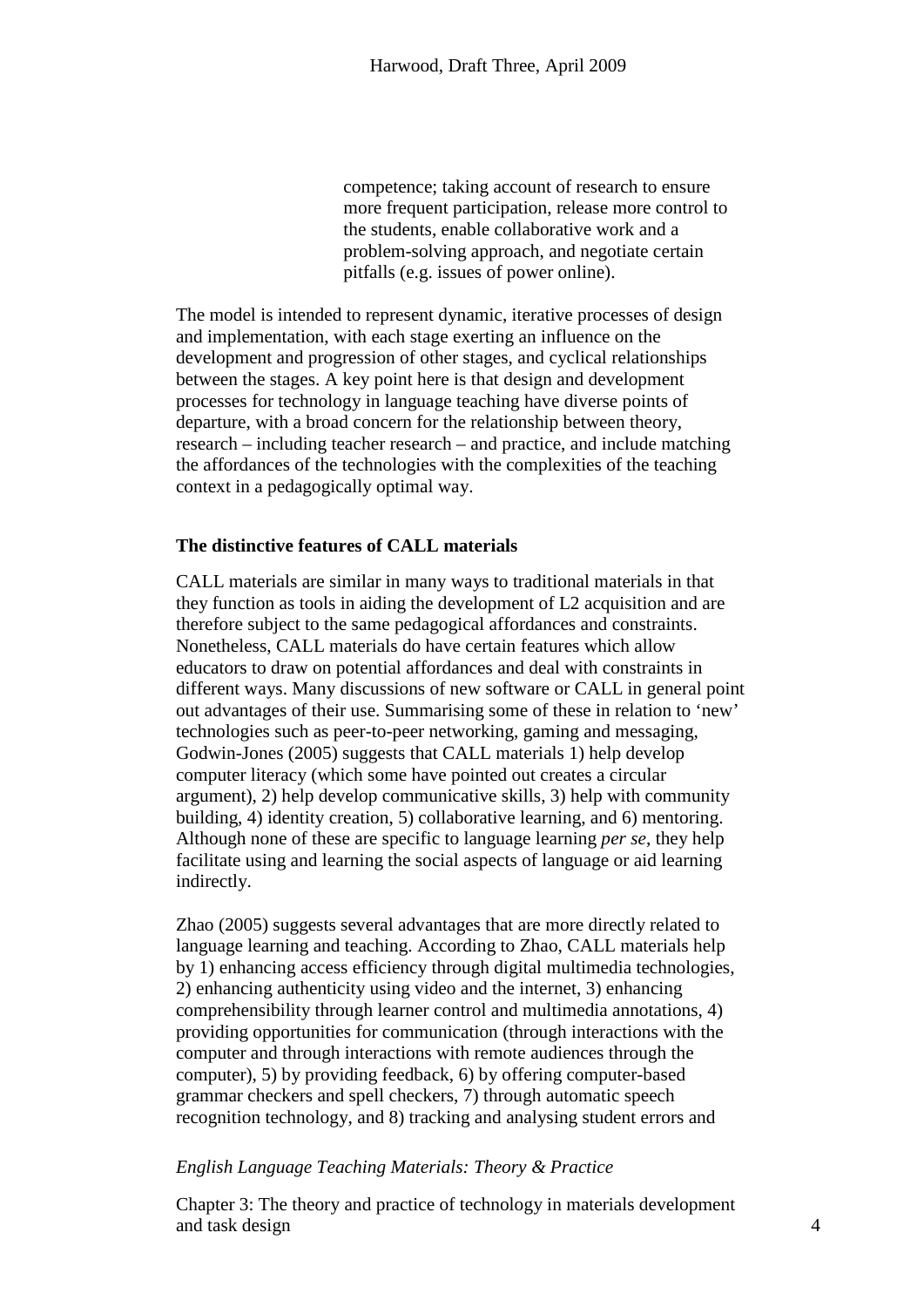competence; taking account of research to ensure more frequent participation, release more control to the students, enable collaborative work and a problem-solving approach, and negotiate certain pitfalls (e.g. issues of power online).

The model is intended to represent dynamic, iterative processes of design and implementation, with each stage exerting an influence on the development and progression of other stages, and cyclical relationships between the stages. A key point here is that design and development processes for technology in language teaching have diverse points of departure, with a broad concern for the relationship between theory, research – including teacher research – and practice, and include matching the affordances of the technologies with the complexities of the teaching context in a pedagogically optimal way.

**The distinctive features of CALL materials**

CALL materials are similar in many ways to traditional materials in that they function as tools in aiding the development of L2 acquisition and are therefore subject to the same pedagogical affordances and constraints. Nonetheless, CALL materials do have certain features which allow educators to draw on potential affordances and deal with constraints in different ways. Many discussions of new software or CALL in general point out advantages of their use. Summarising some of these in relation to 'new' technologies such as peer-to-peer networking, gaming and messaging, Godwin-Jones (2005) suggests that CALL materials 1) help develop computer literacy (which some have pointed out creates a circular argument), 2) help develop communicative skills, 3) help with community building, 4) identity creation, 5) collaborative learning, and 6) mentoring. Although none of these are specific to language learning *per se*, they help facilitate using and learning the social aspects of language or aid learning indirectly.

Zhao (2005) suggests several advantages that are more directly related to language learning and teaching. According to Zhao, CALL materials help by 1) enhancing access efficiency through digital multimedia technologies, 2) enhancing authenticity using video and the internet, 3) enhancing comprehensibility through learner control and multimedia annotations, 4) providing opportunities for communication (through interactions with the computer and through interactions with remote audiences through the computer), 5) by providing feedback, 6) by offering computer-based grammar checkers and spell checkers, 7) through automatic speech recognition technology, and 8) tracking and analysing student errors and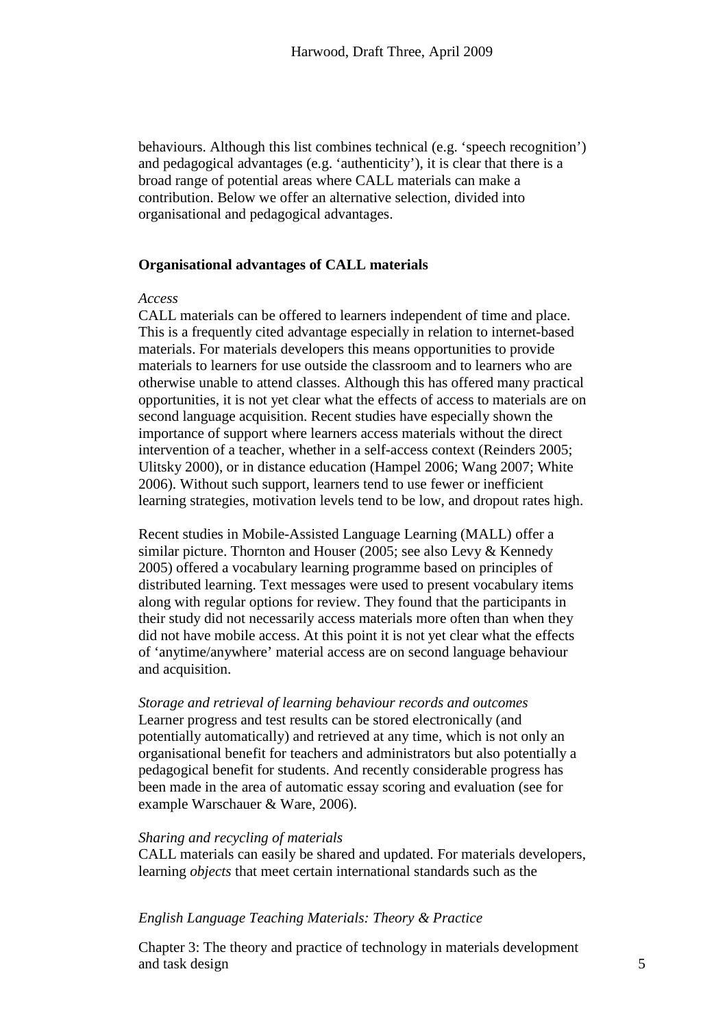behaviours. Although this list combines technical (e.g. 'speech recognition') and pedagogical advantages (e.g. 'authenticity'), it is clear that there is a broad range of potential areas where CALL materials can make a contribution. Below we offer an alternative selection, divided into organisational and pedagogical advantages.

**Organisational advantages of CALL materials**

*Access*

CALL materials can be offered to learners independent of time and place. This is a frequently cited advantage especially in relation to internet-based materials. For materials developers this means opportunities to provide materials to learners for use outside the classroom and to learners who are otherwise unable to attend classes. Although this has offered many practical opportunities, it is not yet clear what the effects of access to materials are on second language acquisition. Recent studies have especially shown the importance of support where learners access materials without the direct intervention of a teacher, whether in a self-access context (Reinders 2005; Ulitsky 2000), or in distance education (Hampel 2006; Wang 2007; White 2006). Without such support, learners tend to use fewer or inefficient learning strategies, motivation levels tend to be low, and dropout rates high.

Recent studies in Mobile-Assisted Language Learning (MALL) offer a similar picture. Thornton and Houser (2005; see also Levy & Kennedy 2005) offered a vocabulary learning programme based on principles of distributed learning. Text messages were used to present vocabulary items along with regular options for review. They found that the participants in their study did not necessarily access materials more often than when they did not have mobile access. At this point it is not yet clear what the effects of 'anytime/anywhere' material access are on second language behaviour and acquisition.

*Storage and retrieval of learning behaviour records and outcomes*

Learner progress and test results can be stored electronically (and potentially automatically) and retrieved at any time, which is not only an organisational benefit for teachers and administrators but also potentially a pedagogical benefit for students. And recently considerable progress has been made in the area of automatic essay scoring and evaluation (see for example Warschauer & Ware, 2006).

*Sharing and recycling of materials*

CALL materials can easily be shared and updated. For materials developers, learning *objects* that meet certain international standards such as the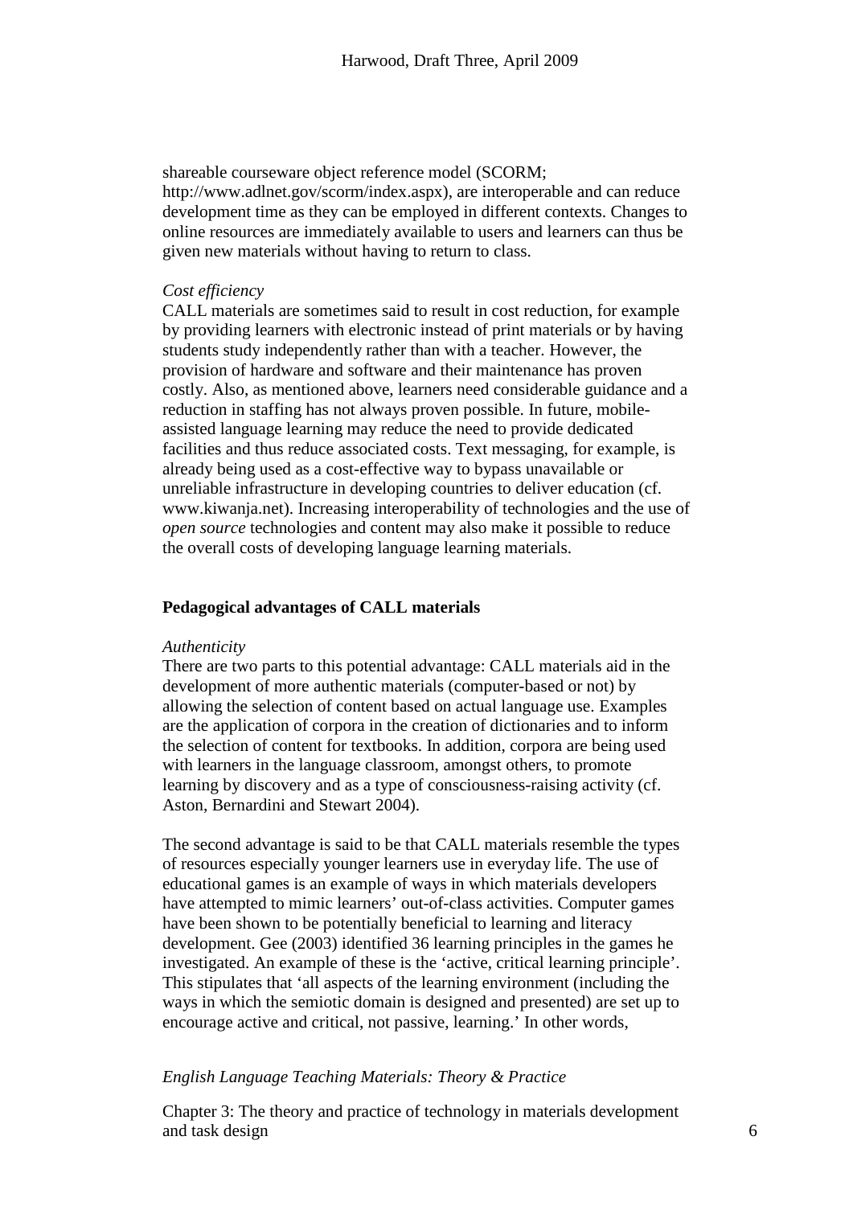shareable courseware object reference model (SCORM; http://www.adlnet.gov/scorm/index.aspx), are interoperable and can reduce development time as they can be employed in different contexts. Changes to online resources are immediately available to users and learners can thus be given new materials without having to return to class.

*Cost efficiency*

CALL materials are sometimes said to result in cost reduction, for example by providing learners with electronic instead of print materials or by having students study independently rather than with a teacher. However, the provision of hardware and software and their maintenance has proven costly. Also, as mentioned above, learners need considerable guidance and a reduction in staffing has not always proven possible. In future, mobile-assisted language learning may reduce the need to provide dedicated facilities and thus reduce associated costs. Text messaging, for example, is already being used as a cost-effective way to bypass unavailable or unreliable infrastructure in developing countries to deliver education (cf. www.kiwanja.net). Increasing interoperability of technologies and the use of *open source* technologies and content may also make it possible to reduce the overall costs of developing language learning materials.

## Pedagogical advantages of CALL materials

*Authenticity*

There are two parts to this potential advantage: CALL materials aid in the development of more authentic materials (computer-based or not) by allowing the selection of content based on actual language use. Examples are the application of corpora in the creation of dictionaries and to inform the selection of content for textbooks. In addition, corpora are being used with learners in the language classroom, amongst others, to promote learning by discovery and as a type of consciousness-raising activity (cf. Aston, Bernardini and Stewart 2004).

The second advantage is said to be that CALL materials resemble the types of resources especially younger learners use in everyday life. The use of educational games is an example of ways in which materials developers have attempted to mimic learners' out-of-class activities. Computer games have been shown to be potentially beneficial to learning and literacy development. Gee (2003) identified 36 learning principles in the games he investigated. An example of these is the 'active, critical learning principle'. This stipulates that 'all aspects of the learning environment (including the ways in which the semiotic domain is designed and presented) are set up to encourage active and critical, not passive, learning.' In other words,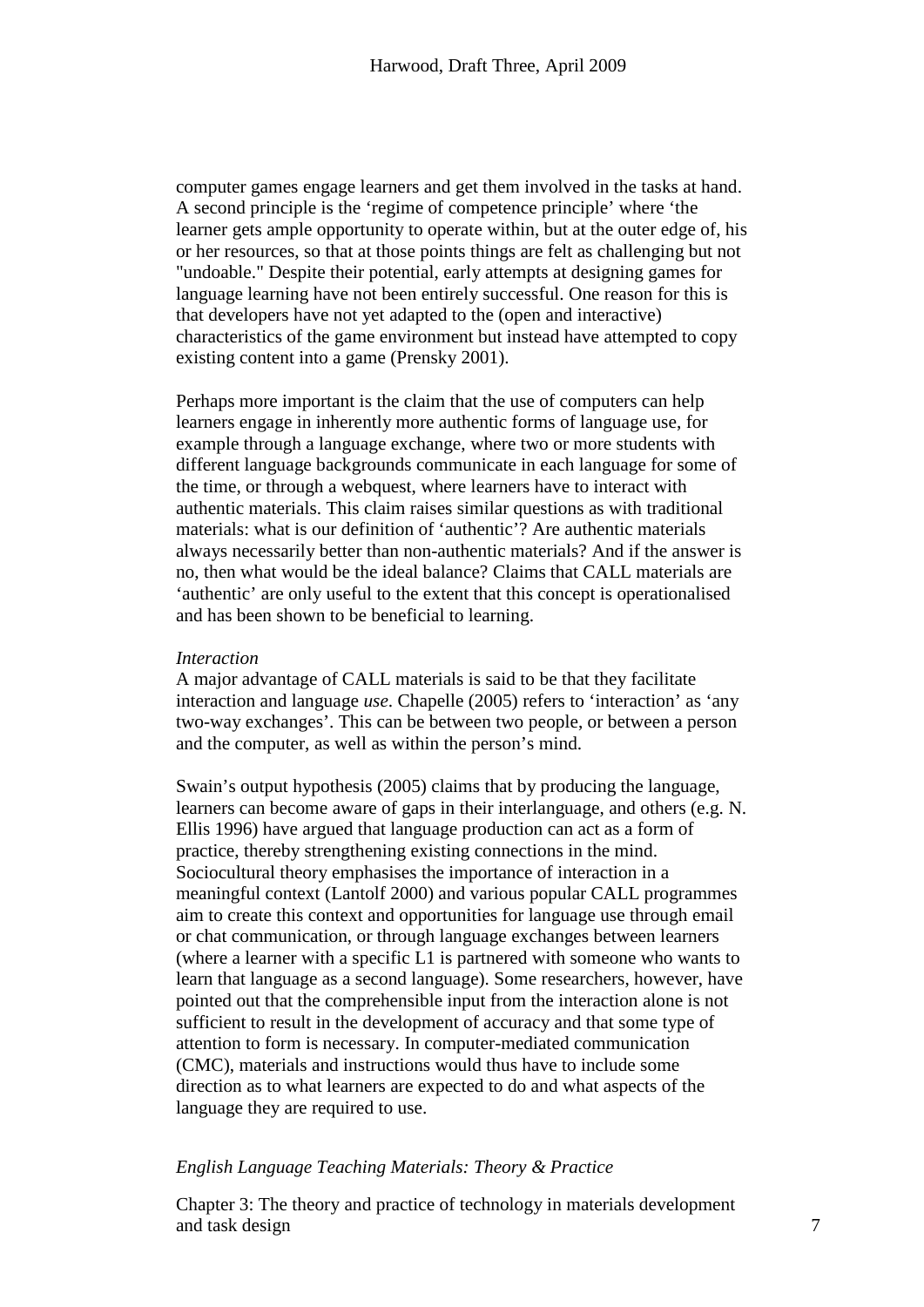computer games engage learners and get them involved in the tasks at hand. A second principle is the 'regime of competence principle' where 'the learner gets ample opportunity to operate within, but at the outer edge of, his or her resources, so that at those points things are felt as challenging but not "undoable." Despite their potential, early attempts at designing games for language learning have not been entirely successful. One reason for this is that developers have not yet adapted to the (open and interactive) characteristics of the game environment but instead have attempted to copy existing content into a game (Prensky 2001).

Perhaps more important is the claim that the use of computers can help learners engage in inherently more authentic forms of language use, for example through a language exchange, where two or more students with different language backgrounds communicate in each language for some of the time, or through a webquest, where learners have to interact with authentic materials. This claim raises similar questions as with traditional materials: what is our definition of 'authentic'? Are authentic materials always necessarily better than non-authentic materials? And if the answer is no, then what would be the ideal balance? Claims that CALL materials are 'authentic' are only useful to the extent that this concept is operationalised and has been shown to be beneficial to learning.

*Interaction*

A major advantage of CALL materials is said to be that they facilitate interaction and language *use*. Chapelle (2005) refers to 'interaction' as 'any two-way exchanges'. This can be between two people, or between a person and the computer, as well as within the person's mind.

Swain's output hypothesis (2005) claims that by producing the language, learners can become aware of gaps in their interlanguage, and others (e.g. N. Ellis 1996) have argued that language production can act as a form of practice, thereby strengthening existing connections in the mind. Sociocultural theory emphasises the importance of interaction in a meaningful context (Lantolf 2000) and various popular CALL programmes aim to create this context and opportunities for language use through email or chat communication, or through language exchanges between learners (where a learner with a specific L1 is partnered with someone who wants to learn that language as a second language). Some researchers, however, have pointed out that the comprehensible input from the interaction alone is not sufficient to result in the development of accuracy and that some type of attention to form is necessary. In computer-mediated communication (CMC), materials and instructions would thus have to include some direction as to what learners are expected to do and what aspects of the language they are required to use.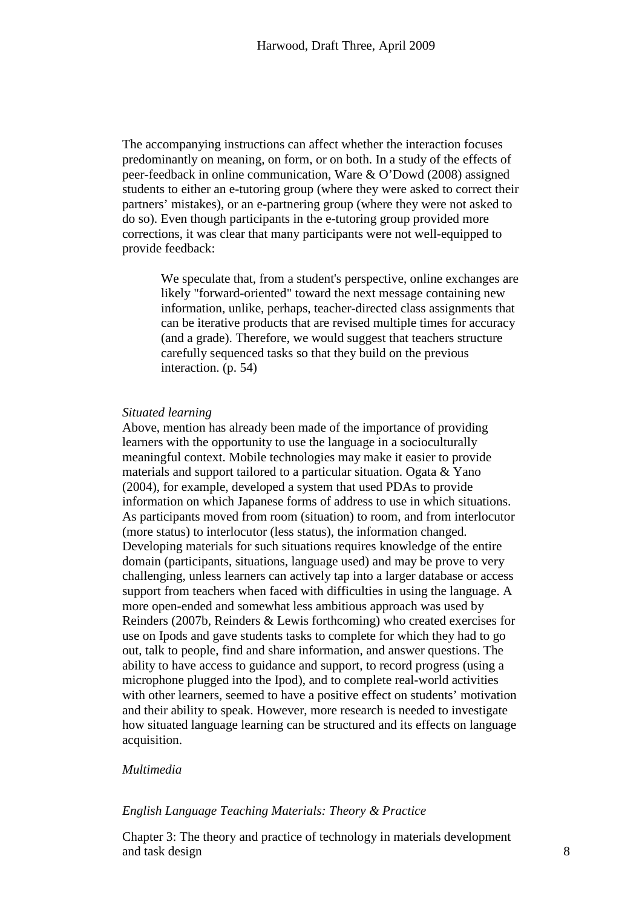The accompanying instructions can affect whether the interaction focuses predominantly on meaning, on form, or on both. In a study of the effects of peer-feedback in online communication, Ware & O'Dowd (2008) assigned students to either an e-tutoring group (where they were asked to correct their partners' mistakes), or an e-partnering group (where they were not asked to do so). Even though participants in the e-tutoring group provided more corrections, it was clear that many participants were not well-equipped to provide feedback:

> We speculate that, from a student's perspective, online exchanges are likely "forward-oriented" toward the next message containing new information, unlike, perhaps, teacher-directed class assignments that can be iterative products that are revised multiple times for accuracy (and a grade). Therefore, we would suggest that teachers structure carefully sequenced tasks so that they build on the previous interaction. (p. 54)

*Situated learning*

Above, mention has already been made of the importance of providing learners with the opportunity to use the language in a socioculturally meaningful context. Mobile technologies may make it easier to provide materials and support tailored to a particular situation. Ogata & Yano (2004), for example, developed a system that used PDAs to provide information on which Japanese forms of address to use in which situations. As participants moved from room (situation) to room, and from interlocutor (more status) to interlocutor (less status), the information changed. Developing materials for such situations requires knowledge of the entire domain (participants, situations, language used) and may be prove to very challenging, unless learners can actively tap into a larger database or access support from teachers when faced with difficulties in using the language. A more open-ended and somewhat less ambitious approach was used by Reinders (2007b, Reinders & Lewis forthcoming) who created exercises for use on Ipods and gave students tasks to complete for which they had to go out, talk to people, find and share information, and answer questions. The ability to have access to guidance and support, to record progress (using a microphone plugged into the Ipod), and to complete real-world activities with other learners, seemed to have a positive effect on students' motivation and their ability to speak. However, more research is needed to investigate how situated language learning can be structured and its effects on language acquisition.

*Multimedia*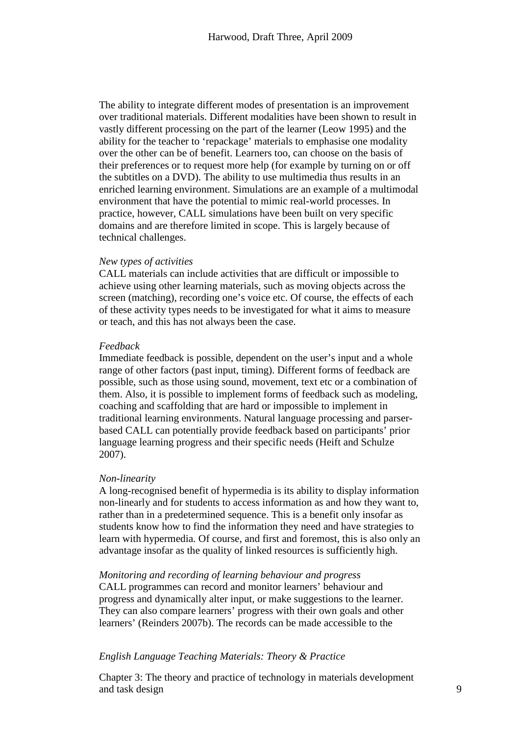The ability to integrate different modes of presentation is an improvement over traditional materials. Different modalities have been shown to result in vastly different processing on the part of the learner (Leow 1995) and the ability for the teacher to 'repackage' materials to emphasise one modality over the other can be of benefit. Learners too, can choose on the basis of their preferences or to request more help (for example by turning on or off the subtitles on a DVD). The ability to use multimedia thus results in an enriched learning environment. Simulations are an example of a multimodal environment that have the potential to mimic real-world processes. In practice, however, CALL simulations have been built on very specific domains and are therefore limited in scope. This is largely because of technical challenges.

*New types of activities*

CALL materials can include activities that are difficult or impossible to achieve using other learning materials, such as moving objects across the screen (matching), recording one's voice etc. Of course, the effects of each of these activity types needs to be investigated for what it aims to measure or teach, and this has not always been the case.

*Feedback*

Immediate feedback is possible, dependent on the user's input and a whole range of other factors (past input, timing). Different forms of feedback are possible, such as those using sound, movement, text etc or a combination of them. Also, it is possible to implement forms of feedback such as modeling, coaching and scaffolding that are hard or impossible to implement in traditional learning environments. Natural language processing and parser-based CALL can potentially provide feedback based on participants' prior language learning progress and their specific needs (Heift and Schulze 2007).

*Non-linearity*

A long-recognised benefit of hypermedia is its ability to display information non-linearly and for students to access information as and how they want to, rather than in a predetermined sequence. This is a benefit only insofar as students know how to find the information they need and have strategies to learn with hypermedia. Of course, and first and foremost, this is also only an advantage insofar as the quality of linked resources is sufficiently high.

*Monitoring and recording of learning behaviour and progress*

CALL programmes can record and monitor learners' behaviour and progress and dynamically alter input, or make suggestions to the learner. They can also compare learners' progress with their own goals and other learners' (Reinders 2007b). The records can be made accessible to the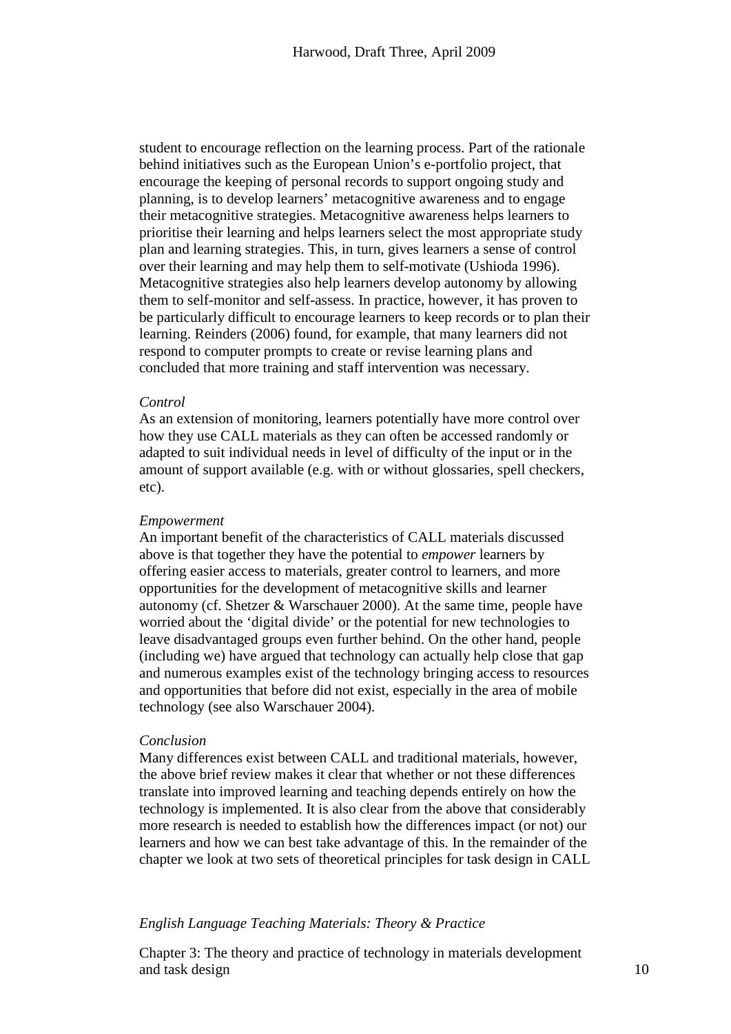student to encourage reflection on the learning process. Part of the rationale behind initiatives such as the European Union's e-portfolio project, that encourage the keeping of personal records to support ongoing study and planning, is to develop learners' metacognitive awareness and to engage their metacognitive strategies. Metacognitive awareness helps learners to prioritise their learning and helps learners select the most appropriate study plan and learning strategies. This, in turn, gives learners a sense of control over their learning and may help them to self-motivate (Ushioda 1996). Metacognitive strategies also help learners develop autonomy by allowing them to self-monitor and self-assess. In practice, however, it has proven to be particularly difficult to encourage learners to keep records or to plan their learning. Reinders (2006) found, for example, that many learners did not respond to computer prompts to create or revise learning plans and concluded that more training and staff intervention was necessary.

*Control*

As an extension of monitoring, learners potentially have more control over how they use CALL materials as they can often be accessed randomly or adapted to suit individual needs in level of difficulty of the input or in the amount of support available (e.g. with or without glossaries, spell checkers, etc).

*Empowerment*

An important benefit of the characteristics of CALL materials discussed above is that together they have the potential to *empower* learners by offering easier access to materials, greater control to learners, and more opportunities for the development of metacognitive skills and learner autonomy (cf. Shetzer & Warschauer 2000). At the same time, people have worried about the 'digital divide' or the potential for new technologies to leave disadvantaged groups even further behind. On the other hand, people (including we) have argued that technology can actually help close that gap and numerous examples exist of the technology bringing access to resources and opportunities that before did not exist, especially in the area of mobile technology (see also Warschauer 2004).

*Conclusion*

Many differences exist between CALL and traditional materials, however, the above brief review makes it clear that whether or not these differences translate into improved learning and teaching depends entirely on how the technology is implemented. It is also clear from the above that considerably more research is needed to establish how the differences impact (or not) our learners and how we can best take advantage of this. In the remainder of the chapter we look at two sets of theoretical principles for task design in CALL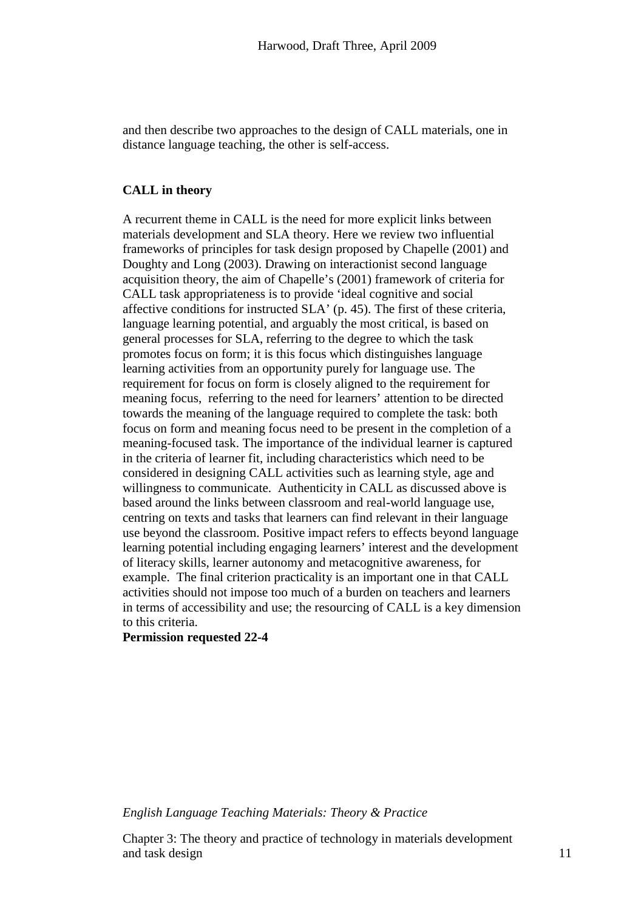and then describe two approaches to the design of CALL materials, one in distance language teaching, the other is self-access.

## CALL in theory

A recurrent theme in CALL is the need for more explicit links between materials development and SLA theory. Here we review two influential frameworks of principles for task design proposed by Chapelle (2001) and Doughty and Long (2003). Drawing on interactionist second language acquisition theory, the aim of Chapelle's (2001) framework of criteria for CALL task appropriateness is to provide 'ideal cognitive and social affective conditions for instructed SLA' (p. 45). The first of these criteria, language learning potential, and arguably the most critical, is based on general processes for SLA, referring to the degree to which the task promotes focus on form; it is this focus which distinguishes language learning activities from an opportunity purely for language use. The requirement for focus on form is closely aligned to the requirement for meaning focus, referring to the need for learners' attention to be directed towards the meaning of the language required to complete the task: both focus on form and meaning focus need to be present in the completion of a meaning-focused task. The importance of the individual learner is captured in the criteria of learner fit, including characteristics which need to be considered in designing CALL activities such as learning style, age and willingness to communicate. Authenticity in CALL as discussed above is based around the links between classroom and real-world language use, centring on texts and tasks that learners can find relevant in their language use beyond the classroom. Positive impact refers to effects beyond language learning potential including engaging learners' interest and the development of literacy skills, learner autonomy and metacognitive awareness, for example. The final criterion practicality is an important one in that CALL activities should not impose too much of a burden on teachers and learners in terms of accessibility and use; the resourcing of CALL is a key dimension to this criteria.

**Permission requested 22-4**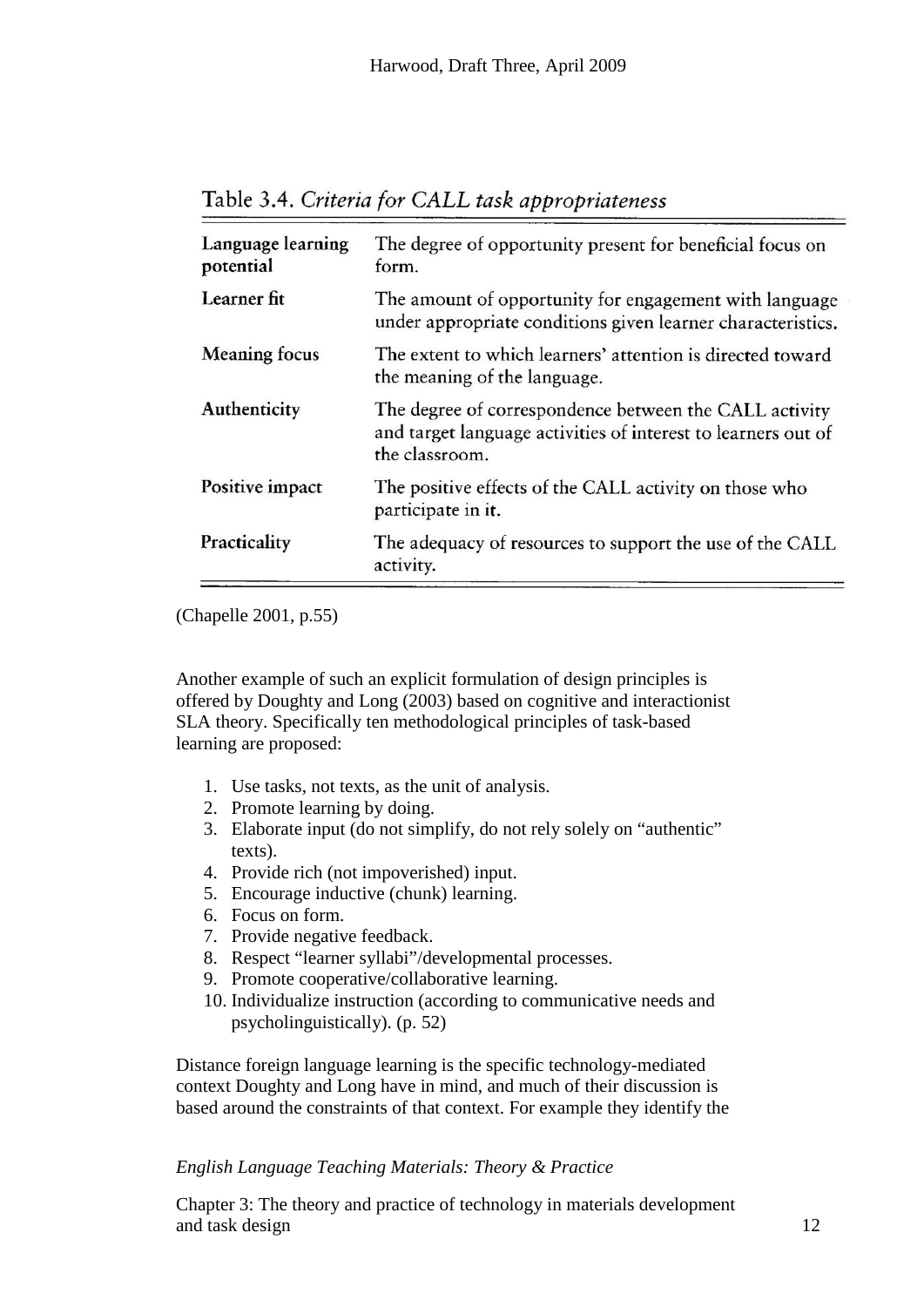Table 3.4. *Criteria for CALL task appropriateness*

| | |
|---|---|
| **Language learning potential** | The degree of opportunity present for beneficial focus on form. |
| **Learner fit** | The amount of opportunity for engagement with language under appropriate conditions given learner characteristics. |
| **Meaning focus** | The extent to which learners' attention is directed toward the meaning of the language. |
| **Authenticity** | The degree of correspondence between the CALL activity and target language activities of interest to learners out of the classroom. |
| **Positive impact** | The positive effects of the CALL activity on those who participate in it. |
| **Practicality** | The adequacy of resources to support the use of the CALL activity. |

(Chapelle 2001, p.55)

Another example of such an explicit formulation of design principles is offered by Doughty and Long (2003) based on cognitive and interactionist SLA theory. Specifically ten methodological principles of task-based learning are proposed:

1. Use tasks, not texts, as the unit of analysis.
2. Promote learning by doing.
3. Elaborate input (do not simplify, do not rely solely on "authentic" texts).
4. Provide rich (not impoverished) input.
5. Encourage inductive (chunk) learning.
6. Focus on form.
7. Provide negative feedback.
8. Respect "learner syllabi"/developmental processes.
9. Promote cooperative/collaborative learning.
10. Individualize instruction (according to communicative needs and psycholinguistically). (p. 52)

Distance foreign language learning is the specific technology-mediated context Doughty and Long have in mind, and much of their discussion is based around the constraints of that context. For example they identify the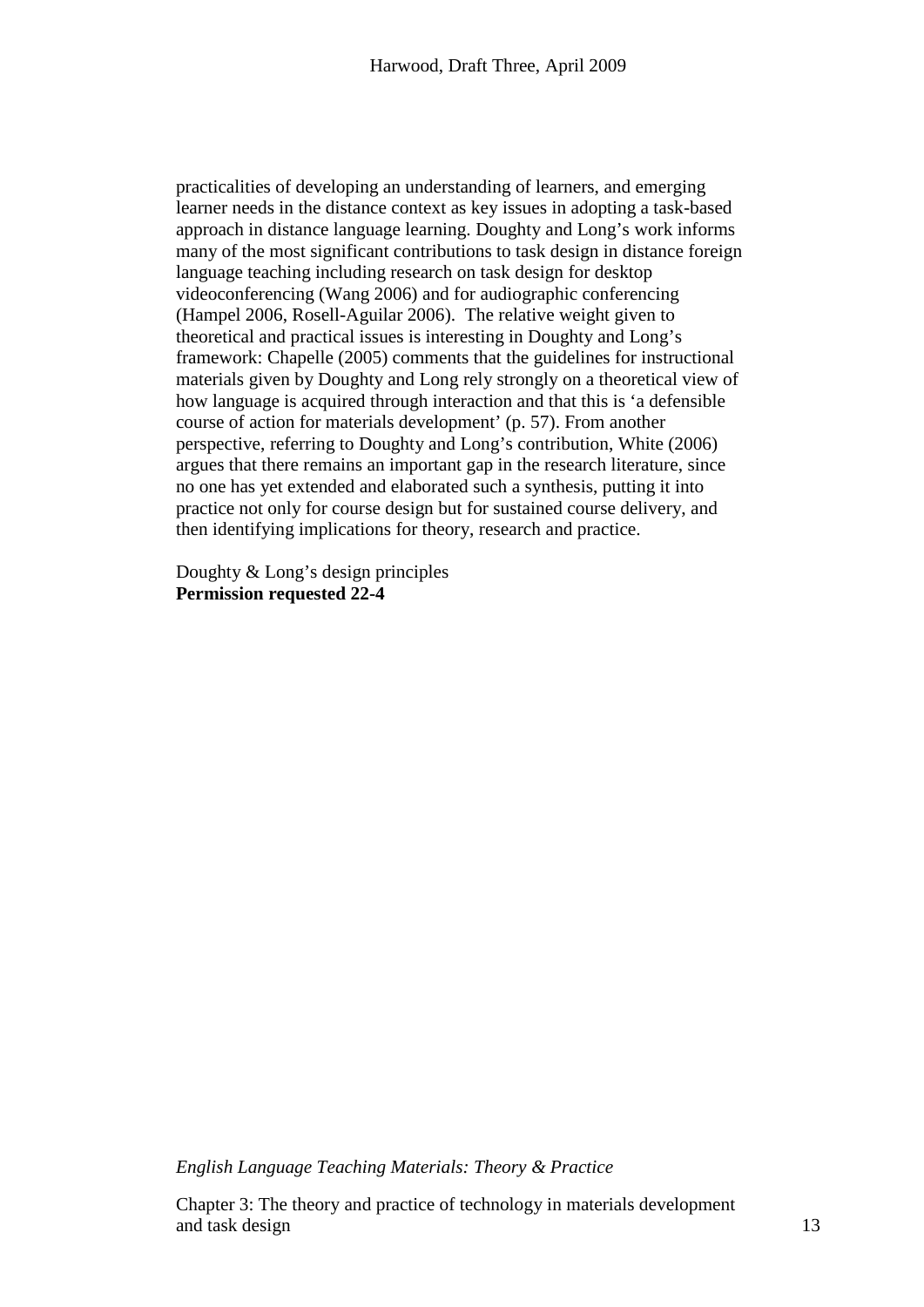practicalities of developing an understanding of learners, and emerging learner needs in the distance context as key issues in adopting a task-based approach in distance language learning. Doughty and Long's work informs many of the most significant contributions to task design in distance foreign language teaching including research on task design for desktop videoconferencing (Wang 2006) and for audiographic conferencing (Hampel 2006, Rosell-Aguilar 2006). The relative weight given to theoretical and practical issues is interesting in Doughty and Long's framework: Chapelle (2005) comments that the guidelines for instructional materials given by Doughty and Long rely strongly on a theoretical view of how language is acquired through interaction and that this is 'a defensible course of action for materials development' (p. 57). From another perspective, referring to Doughty and Long's contribution, White (2006) argues that there remains an important gap in the research literature, since no one has yet extended and elaborated such a synthesis, putting it into practice not only for course design but for sustained course delivery, and then identifying implications for theory, research and practice.

Doughty & Long's design principles
**Permission requested 22-4**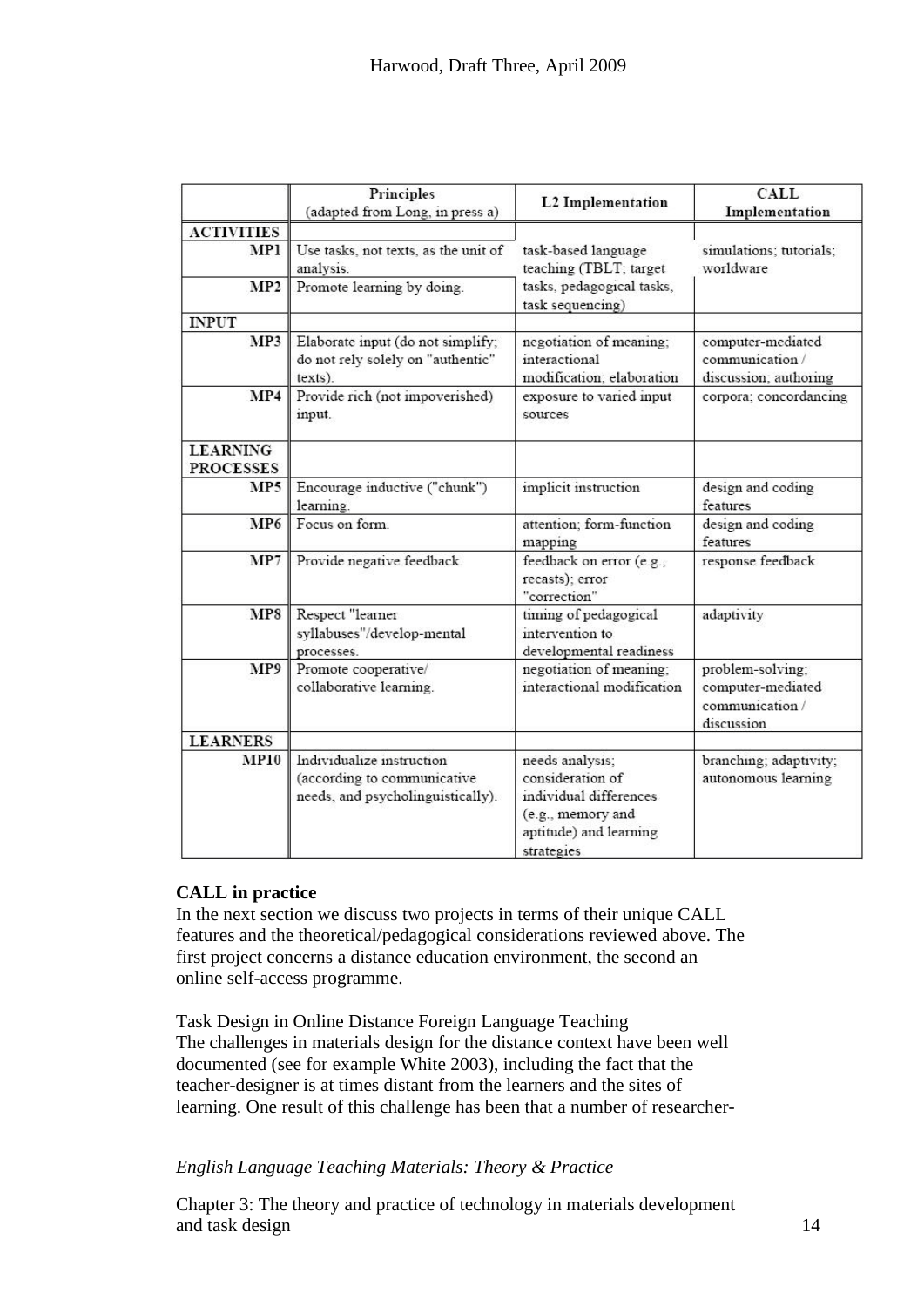| | Principles (adapted from Long, in press a) | L2 Implementation | CALL Implementation |
|---|---|---|---|
| **ACTIVITIES** | | | |
| **MP1** | Use tasks, not texts, as the unit of analysis. | task-based language teaching (TBLT; target tasks, pedagogical tasks, task sequencing) | simulations; tutorials; worldware |
| **MP2** | Promote learning by doing. | | |
| **INPUT** | | | |
| **MP3** | Elaborate input (do not simplify; do not rely solely on "authentic" texts). | negotiation of meaning; interactional modification; elaboration | computer-mediated communication / discussion; authoring |
| **MP4** | Provide rich (not impoverished) input. | exposure to varied input sources | corpora; concordancing |
| **LEARNING PROCESSES** | | | |
| **MP5** | Encourage inductive ("chunk") learning. | implicit instruction | design and coding features |
| **MP6** | Focus on form. | attention; form-function mapping | design and coding features |
| **MP7** | Provide negative feedback. | feedback on error (e.g., recasts); error "correction" | response feedback |
| **MP8** | Respect "learner syllabuses"/develop-mental processes. | timing of pedagogical intervention to developmental readiness | adaptivity |
| **MP9** | Promote cooperative/ collaborative learning. | negotiation of meaning; interactional modification | problem-solving; computer-mediated communication / discussion |
| **LEARNERS** | | | |
| **MP10** | Individualize instruction (according to communicative needs, and psycholinguistically). | needs analysis; consideration of individual differences (e.g., memory and aptitude) and learning strategies | branching; adaptivity; autonomous learning |

**CALL in practice**

In the next section we discuss two projects in terms of their unique CALL features and the theoretical/pedagogical considerations reviewed above. The first project concerns a distance education environment, the second an online self-access programme.

Task Design in Online Distance Foreign Language Teaching

The challenges in materials design for the distance context have been well documented (see for example White 2003), including the fact that the teacher-designer is at times distant from the learners and the sites of learning. One result of this challenge has been that a number of researcher-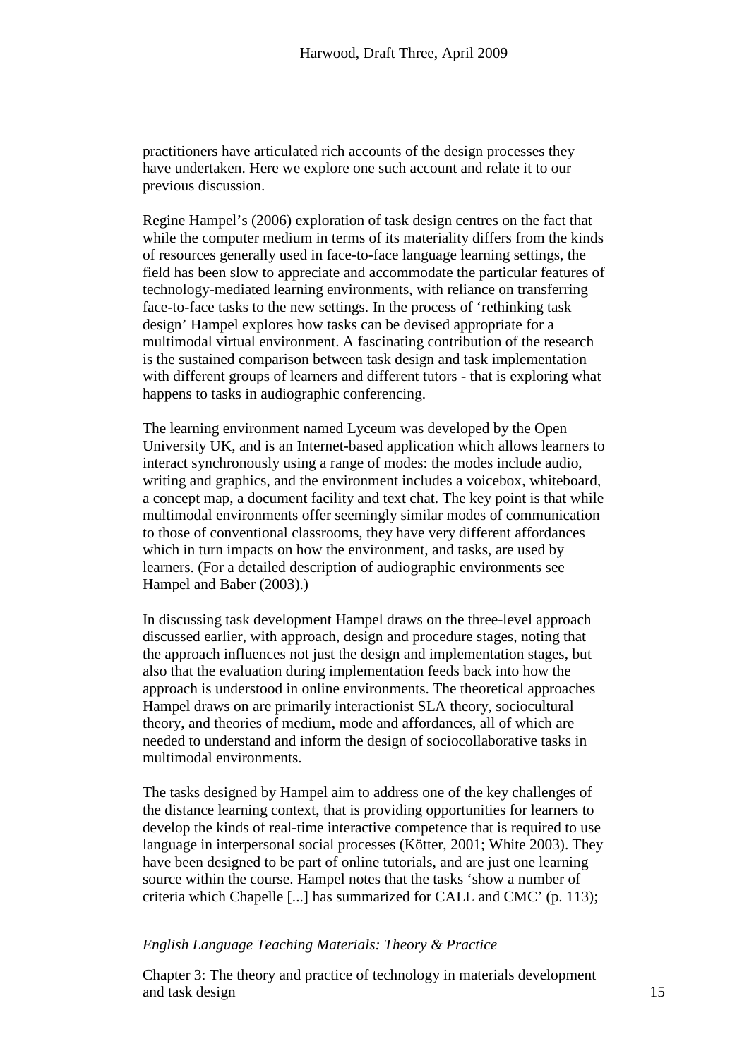practitioners have articulated rich accounts of the design processes they have undertaken. Here we explore one such account and relate it to our previous discussion.

Regine Hampel's (2006) exploration of task design centres on the fact that while the computer medium in terms of its materiality differs from the kinds of resources generally used in face-to-face language learning settings, the field has been slow to appreciate and accommodate the particular features of technology-mediated learning environments, with reliance on transferring face-to-face tasks to the new settings. In the process of 'rethinking task design' Hampel explores how tasks can be devised appropriate for a multimodal virtual environment. A fascinating contribution of the research is the sustained comparison between task design and task implementation with different groups of learners and different tutors - that is exploring what happens to tasks in audiographic conferencing.

The learning environment named Lyceum was developed by the Open University UK, and is an Internet-based application which allows learners to interact synchronously using a range of modes: the modes include audio, writing and graphics, and the environment includes a voicebox, whiteboard, a concept map, a document facility and text chat. The key point is that while multimodal environments offer seemingly similar modes of communication to those of conventional classrooms, they have very different affordances which in turn impacts on how the environment, and tasks, are used by learners. (For a detailed description of audiographic environments see Hampel and Baber (2003).)

In discussing task development Hampel draws on the three-level approach discussed earlier, with approach, design and procedure stages, noting that the approach influences not just the design and implementation stages, but also that the evaluation during implementation feeds back into how the approach is understood in online environments. The theoretical approaches Hampel draws on are primarily interactionist SLA theory, sociocultural theory, and theories of medium, mode and affordances, all of which are needed to understand and inform the design of sociocollaborative tasks in multimodal environments.

The tasks designed by Hampel aim to address one of the key challenges of the distance learning context, that is providing opportunities for learners to develop the kinds of real-time interactive competence that is required to use language in interpersonal social processes (Kötter, 2001; White 2003). They have been designed to be part of online tutorials, and are just one learning source within the course. Hampel notes that the tasks 'show a number of criteria which Chapelle [...] has summarized for CALL and CMC' (p. 113);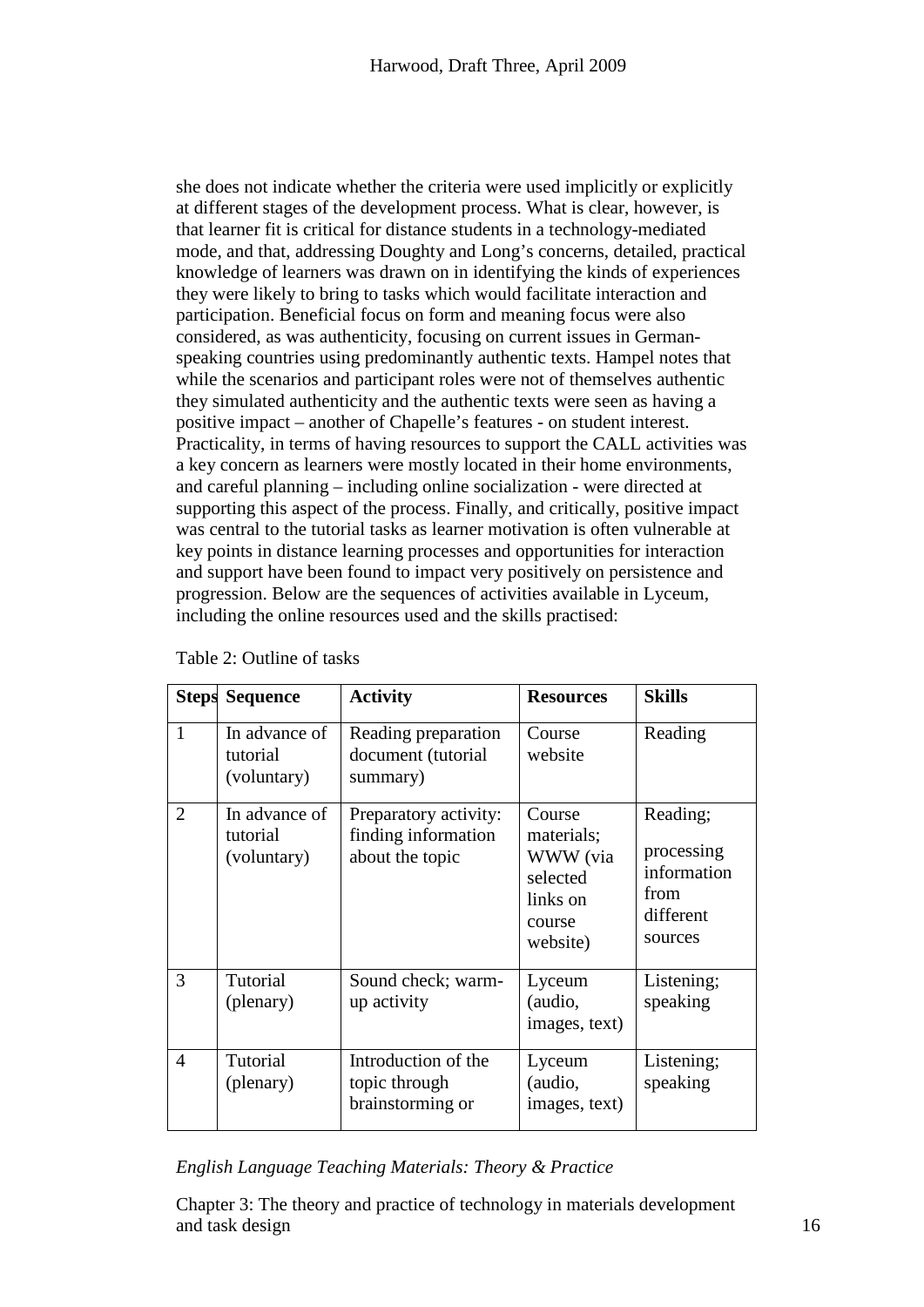she does not indicate whether the criteria were used implicitly or explicitly at different stages of the development process. What is clear, however, is that learner fit is critical for distance students in a technology-mediated mode, and that, addressing Doughty and Long's concerns, detailed, practical knowledge of learners was drawn on in identifying the kinds of experiences they were likely to bring to tasks which would facilitate interaction and participation. Beneficial focus on form and meaning focus were also considered, as was authenticity, focusing on current issues in German-speaking countries using predominantly authentic texts. Hampel notes that while the scenarios and participant roles were not of themselves authentic they simulated authenticity and the authentic texts were seen as having a positive impact – another of Chapelle's features - on student interest. Practicality, in terms of having resources to support the CALL activities was a key concern as learners were mostly located in their home environments, and careful planning – including online socialization - were directed at supporting this aspect of the process. Finally, and critically, positive impact was central to the tutorial tasks as learner motivation is often vulnerable at key points in distance learning processes and opportunities for interaction and support have been found to impact very positively on persistence and progression. Below are the sequences of activities available in Lyceum, including the online resources used and the skills practised:

Table 2: Outline of tasks

| Steps | Sequence | Activity | Resources | Skills |
|---|---|---|---|---|
| 1 | In advance of tutorial (voluntary) | Reading preparation document (tutorial summary) | Course website | Reading |
| 2 | In advance of tutorial (voluntary) | Preparatory activity: finding information about the topic | Course materials; WWW (via selected links on course website) | Reading; processing information from different sources |
| 3 | Tutorial (plenary) | Sound check; warm-up activity | Lyceum (audio, images, text) | Listening; speaking |
| 4 | Tutorial (plenary) | Introduction of the topic through brainstorming or | Lyceum (audio, images, text) | Listening; speaking |

*English Language Teaching Materials: Theory & Practice*

Chapter 3: The theory and practice of technology in materials development and task design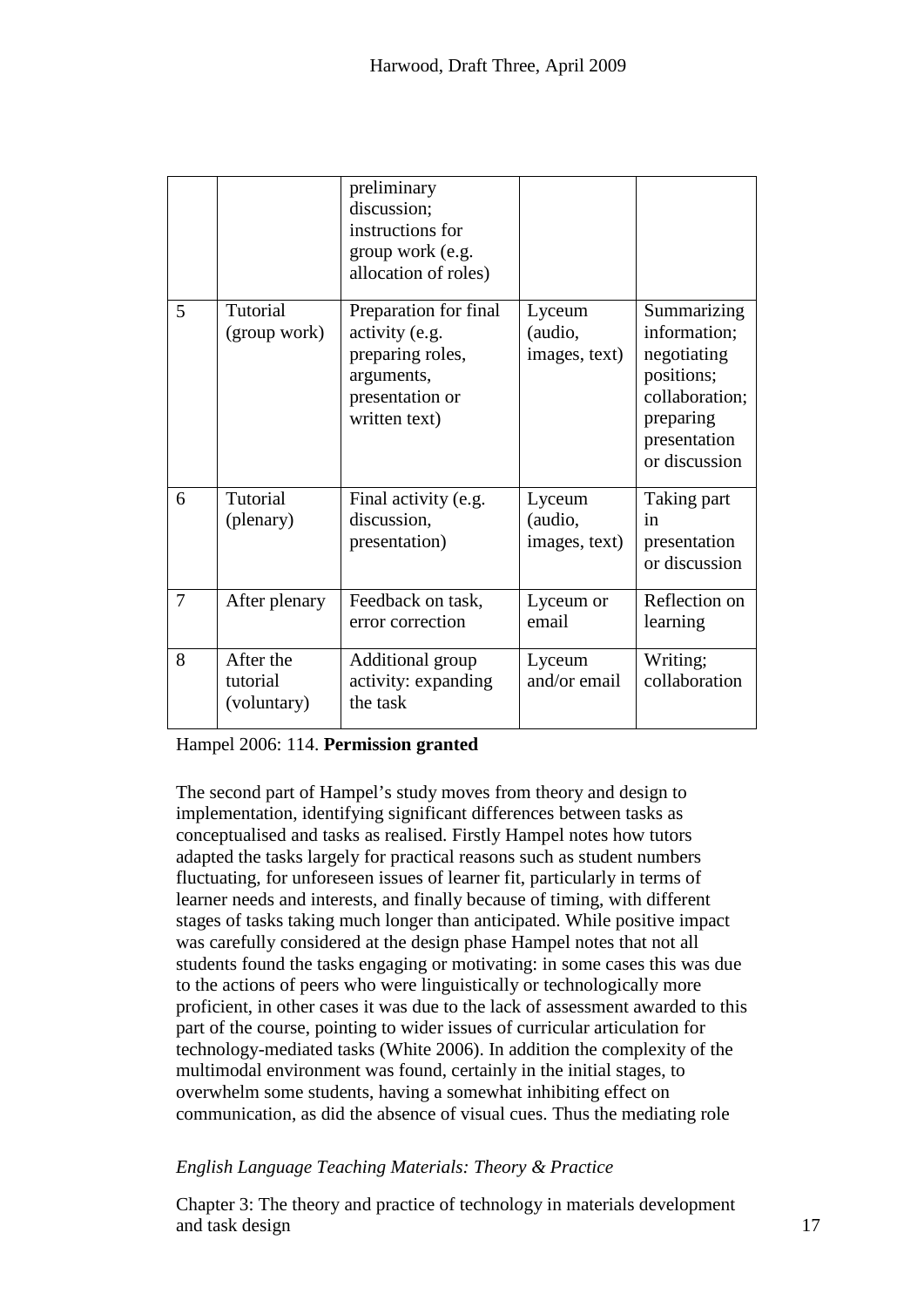| | | preliminary discussion; instructions for group work (e.g. allocation of roles) | | |
|---|---|---|---|---|
| 5 | Tutorial (group work) | Preparation for final activity (e.g. preparing roles, arguments, presentation or written text) | Lyceum (audio, images, text) | Summarizing information; negotiating positions; collaboration; preparing presentation or discussion |
| 6 | Tutorial (plenary) | Final activity (e.g. discussion, presentation) | Lyceum (audio, images, text) | Taking part in presentation or discussion |
| 7 | After plenary | Feedback on task, error correction | Lyceum or email | Reflection on learning |
| 8 | After the tutorial (voluntary) | Additional group activity: expanding the task | Lyceum and/or email | Writing; collaboration |

Hampel 2006: 114. **Permission granted**

The second part of Hampel's study moves from theory and design to implementation, identifying significant differences between tasks as conceptualised and tasks as realised. Firstly Hampel notes how tutors adapted the tasks largely for practical reasons such as student numbers fluctuating, for unforeseen issues of learner fit, particularly in terms of learner needs and interests, and finally because of timing, with different stages of tasks taking much longer than anticipated. While positive impact was carefully considered at the design phase Hampel notes that not all students found the tasks engaging or motivating: in some cases this was due to the actions of peers who were linguistically or technologically more proficient, in other cases it was due to the lack of assessment awarded to this part of the course, pointing to wider issues of curricular articulation for technology-mediated tasks (White 2006). In addition the complexity of the multimodal environment was found, certainly in the initial stages, to overwhelm some students, having a somewhat inhibiting effect on communication, as did the absence of visual cues. Thus the mediating role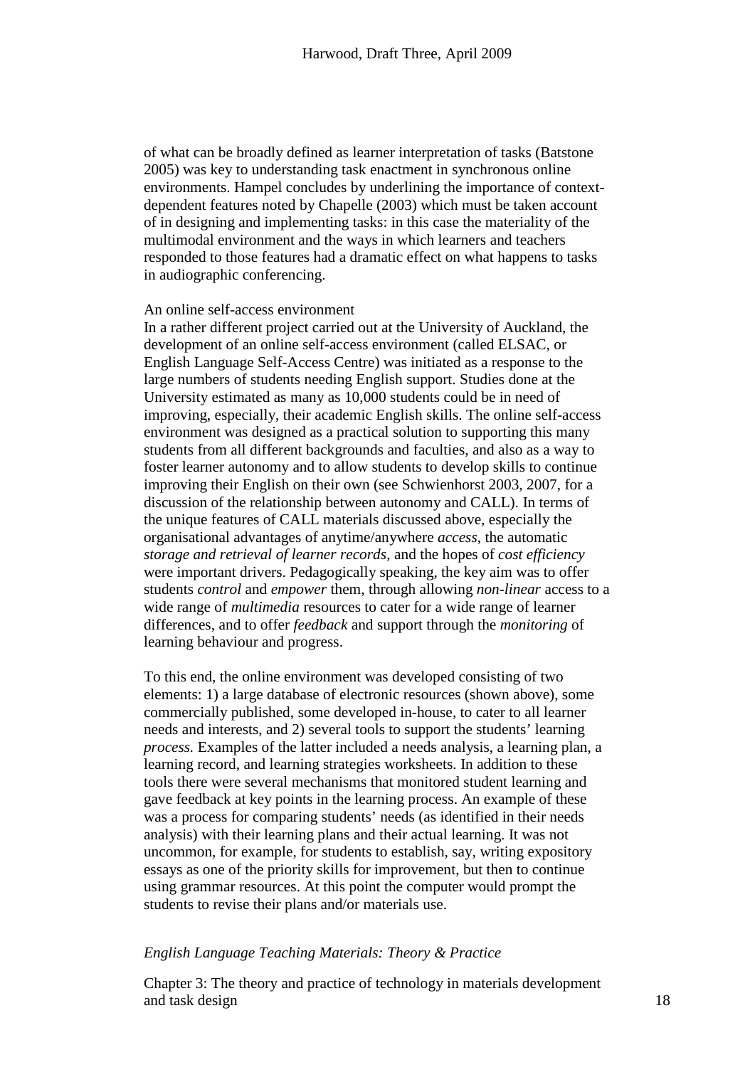of what can be broadly defined as learner interpretation of tasks (Batstone 2005) was key to understanding task enactment in synchronous online environments. Hampel concludes by underlining the importance of context-dependent features noted by Chapelle (2003) which must be taken account of in designing and implementing tasks: in this case the materiality of the multimodal environment and the ways in which learners and teachers responded to those features had a dramatic effect on what happens to tasks in audiographic conferencing.

An online self-access environment

In a rather different project carried out at the University of Auckland, the development of an online self-access environment (called ELSAC, or English Language Self-Access Centre) was initiated as a response to the large numbers of students needing English support. Studies done at the University estimated as many as 10,000 students could be in need of improving, especially, their academic English skills. The online self-access environment was designed as a practical solution to supporting this many students from all different backgrounds and faculties, and also as a way to foster learner autonomy and to allow students to develop skills to continue improving their English on their own (see Schwienhorst 2003, 2007, for a discussion of the relationship between autonomy and CALL). In terms of the unique features of CALL materials discussed above, especially the organisational advantages of anytime/anywhere *access*, the automatic *storage and retrieval of learner records*, and the hopes of *cost efficiency* were important drivers. Pedagogically speaking, the key aim was to offer students *control* and *empower* them, through allowing *non-linear* access to a wide range of *multimedia* resources to cater for a wide range of learner differences, and to offer *feedback* and support through the *monitoring* of learning behaviour and progress.

To this end, the online environment was developed consisting of two elements: 1) a large database of electronic resources (shown above), some commercially published, some developed in-house, to cater to all learner needs and interests, and 2) several tools to support the students' learning *process.* Examples of the latter included a needs analysis, a learning plan, a learning record, and learning strategies worksheets. In addition to these tools there were several mechanisms that monitored student learning and gave feedback at key points in the learning process. An example of these was a process for comparing students' needs (as identified in their needs analysis) with their learning plans and their actual learning. It was not uncommon, for example, for students to establish, say, writing expository essays as one of the priority skills for improvement, but then to continue using grammar resources. At this point the computer would prompt the students to revise their plans and/or materials use.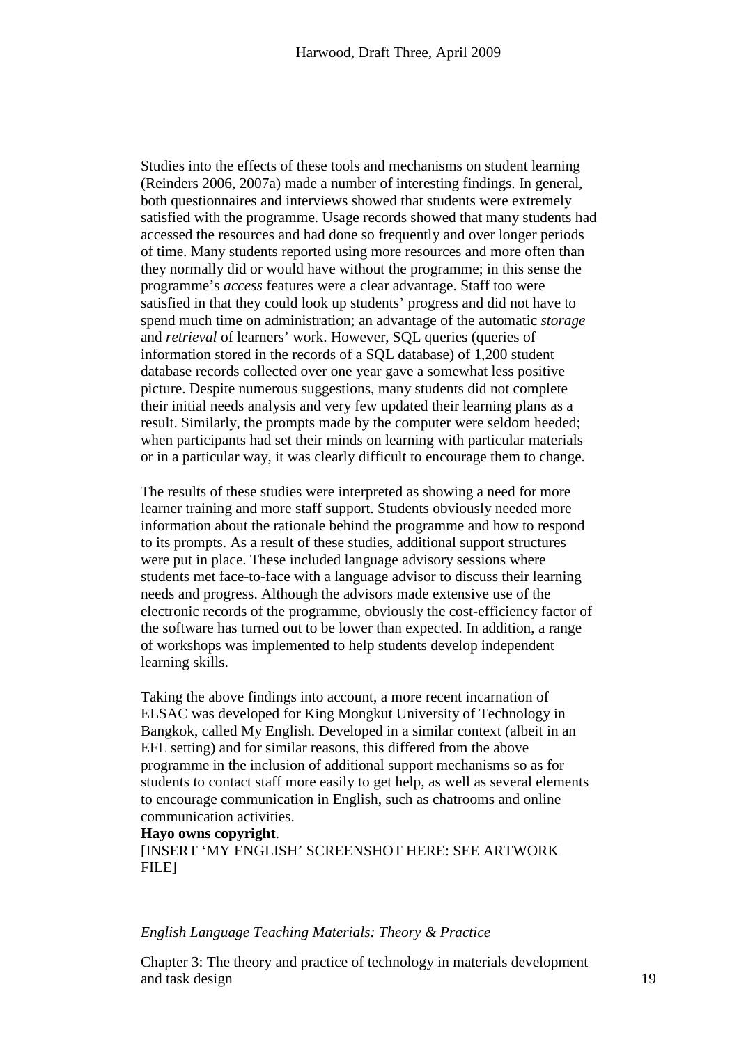Studies into the effects of these tools and mechanisms on student learning (Reinders 2006, 2007a) made a number of interesting findings. In general, both questionnaires and interviews showed that students were extremely satisfied with the programme. Usage records showed that many students had accessed the resources and had done so frequently and over longer periods of time. Many students reported using more resources and more often than they normally did or would have without the programme; in this sense the programme's *access* features were a clear advantage. Staff too were satisfied in that they could look up students' progress and did not have to spend much time on administration; an advantage of the automatic *storage* and *retrieval* of learners' work. However, SQL queries (queries of information stored in the records of a SQL database) of 1,200 student database records collected over one year gave a somewhat less positive picture. Despite numerous suggestions, many students did not complete their initial needs analysis and very few updated their learning plans as a result. Similarly, the prompts made by the computer were seldom heeded; when participants had set their minds on learning with particular materials or in a particular way, it was clearly difficult to encourage them to change.

The results of these studies were interpreted as showing a need for more learner training and more staff support. Students obviously needed more information about the rationale behind the programme and how to respond to its prompts. As a result of these studies, additional support structures were put in place. These included language advisory sessions where students met face-to-face with a language advisor to discuss their learning needs and progress. Although the advisors made extensive use of the electronic records of the programme, obviously the cost-efficiency factor of the software has turned out to be lower than expected. In addition, a range of workshops was implemented to help students develop independent learning skills.

Taking the above findings into account, a more recent incarnation of ELSAC was developed for King Mongkut University of Technology in Bangkok, called My English. Developed in a similar context (albeit in an EFL setting) and for similar reasons, this differed from the above programme in the inclusion of additional support mechanisms so as for students to contact staff more easily to get help, as well as several elements to encourage communication in English, such as chatrooms and online communication activities.

**Hayo owns copyright**.

[INSERT 'MY ENGLISH' SCREENSHOT HERE: SEE ARTWORK FILE]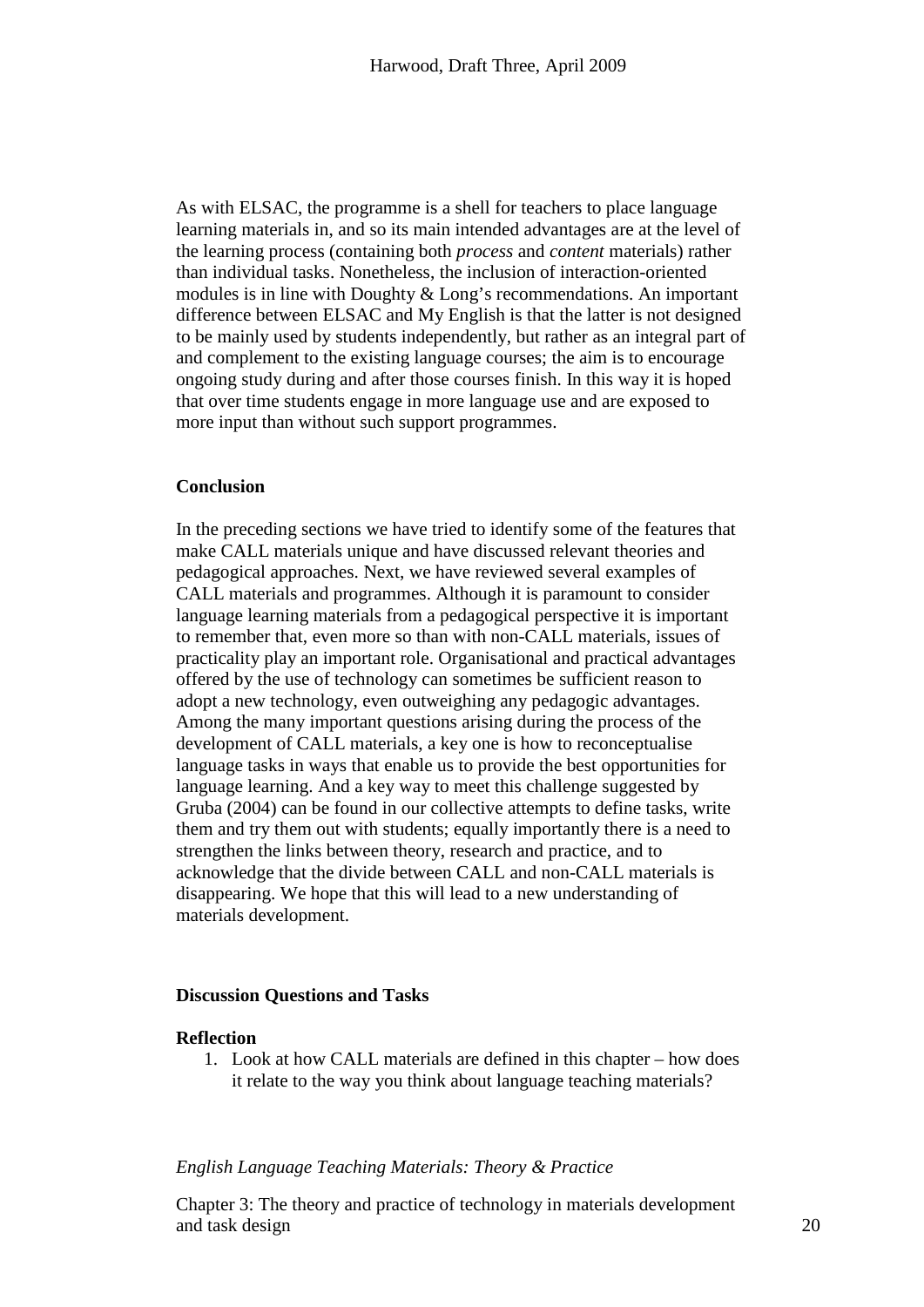As with ELSAC, the programme is a shell for teachers to place language learning materials in, and so its main intended advantages are at the level of the learning process (containing both *process* and *content* materials) rather than individual tasks. Nonetheless, the inclusion of interaction-oriented modules is in line with Doughty & Long's recommendations. An important difference between ELSAC and My English is that the latter is not designed to be mainly used by students independently, but rather as an integral part of and complement to the existing language courses; the aim is to encourage ongoing study during and after those courses finish. In this way it is hoped that over time students engage in more language use and are exposed to more input than without such support programmes.

## Conclusion

In the preceding sections we have tried to identify some of the features that make CALL materials unique and have discussed relevant theories and pedagogical approaches. Next, we have reviewed several examples of CALL materials and programmes. Although it is paramount to consider language learning materials from a pedagogical perspective it is important to remember that, even more so than with non-CALL materials, issues of practicality play an important role. Organisational and practical advantages offered by the use of technology can sometimes be sufficient reason to adopt a new technology, even outweighing any pedagogic advantages. Among the many important questions arising during the process of the development of CALL materials, a key one is how to reconceptualise language tasks in ways that enable us to provide the best opportunities for language learning. And a key way to meet this challenge suggested by Gruba (2004) can be found in our collective attempts to define tasks, write them and try them out with students; equally importantly there is a need to strengthen the links between theory, research and practice, and to acknowledge that the divide between CALL and non-CALL materials is disappearing. We hope that this will lead to a new understanding of materials development.

## Discussion Questions and Tasks

### Reflection

1. Look at how CALL materials are defined in this chapter – how does it relate to the way you think about language teaching materials?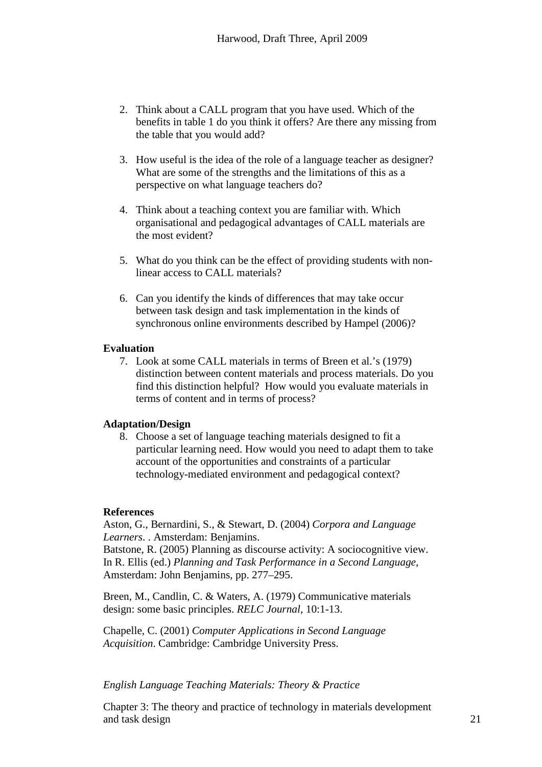2. Think about a CALL program that you have used. Which of the benefits in table 1 do you think it offers? Are there any missing from the table that you would add?

3. How useful is the idea of the role of a language teacher as designer? What are some of the strengths and the limitations of this as a perspective on what language teachers do?

4. Think about a teaching context you are familiar with. Which organisational and pedagogical advantages of CALL materials are the most evident?

5. What do you think can be the effect of providing students with non-linear access to CALL materials?

6. Can you identify the kinds of differences that may take occur between task design and task implementation in the kinds of synchronous online environments described by Hampel (2006)?

**Evaluation**

7. Look at some CALL materials in terms of Breen et al.'s (1979) distinction between content materials and process materials. Do you find this distinction helpful? How would you evaluate materials in terms of content and in terms of process?

**Adaptation/Design**

8. Choose a set of language teaching materials designed to fit a particular learning need. How would you need to adapt them to take account of the opportunities and constraints of a particular technology-mediated environment and pedagogical context?

**References**

Aston, G., Bernardini, S., & Stewart, D. (2004) *Corpora and Language Learners*. . Amsterdam: Benjamins.

Batstone, R. (2005) Planning as discourse activity: A sociocognitive view. In R. Ellis (ed.) *Planning and Task Performance in a Second Language*, Amsterdam: John Benjamins, pp. 277–295.

Breen, M., Candlin, C. & Waters, A. (1979) Communicative materials design: some basic principles. *RELC Journal*, 10:1-13.

Chapelle, C. (2001) *Computer Applications in Second Language Acquisition*. Cambridge: Cambridge University Press.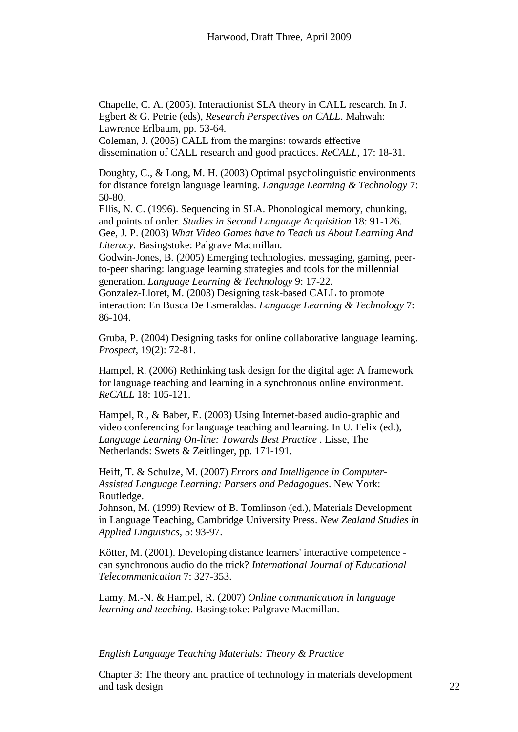Chapelle, C. A. (2005). Interactionist SLA theory in CALL research. In J. Egbert & G. Petrie (eds), *Research Perspectives on CALL*. Mahwah: Lawrence Erlbaum, pp. 53-64.

Coleman, J. (2005) CALL from the margins: towards effective dissemination of CALL research and good practices. *ReCALL*, 17: 18-31.

Doughty, C., & Long, M. H. (2003) Optimal psycholinguistic environments for distance foreign language learning. *Language Learning & Technology* 7: 50-80.

Ellis, N. C. (1996). Sequencing in SLA. Phonological memory, chunking, and points of order. *Studies in Second Language Acquisition* 18: 91-126.

Gee, J. P. (2003) *What Video Games have to Teach us About Learning And Literacy*. Basingstoke: Palgrave Macmillan.

Godwin-Jones, B. (2005) Emerging technologies. messaging, gaming, peer-to-peer sharing: language learning strategies and tools for the millennial generation. *Language Learning & Technology* 9: 17-22.

Gonzalez-Lloret, M. (2003) Designing task-based CALL to promote interaction: En Busca De Esmeraldas. *Language Learning & Technology* 7: 86-104.

Gruba, P. (2004) Designing tasks for online collaborative language learning. *Prospect*, 19(2): 72-81.

Hampel, R. (2006) Rethinking task design for the digital age: A framework for language teaching and learning in a synchronous online environment. *ReCALL* 18: 105-121.

Hampel, R., & Baber, E. (2003) Using Internet-based audio-graphic and video conferencing for language teaching and learning. In U. Felix (ed.), *Language Learning On-line: Towards Best Practice* . Lisse, The Netherlands: Swets & Zeitlinger, pp. 171-191.

Heift, T. & Schulze, M. (2007) *Errors and Intelligence in Computer-Assisted Language Learning: Parsers and Pedagogues*. New York: Routledge.

Johnson, M. (1999) Review of B. Tomlinson (ed.), Materials Development in Language Teaching, Cambridge University Press. *New Zealand Studies in Applied Linguistics*, 5: 93-97.

Kötter, M. (2001). Developing distance learners' interactive competence - can synchronous audio do the trick? *International Journal of Educational Telecommunication* 7: 327-353.

Lamy, M.-N. & Hampel, R. (2007) *Online communication in language learning and teaching.* Basingstoke: Palgrave Macmillan.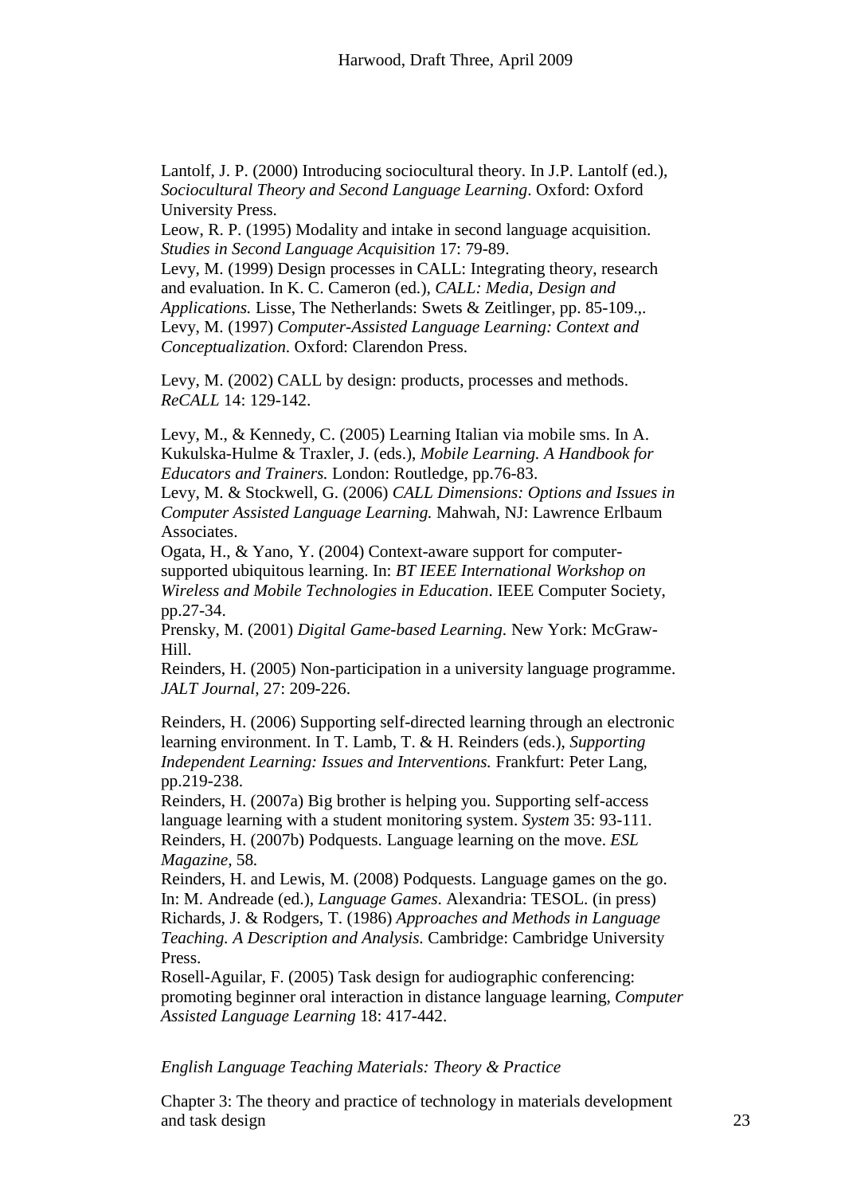Lantolf, J. P. (2000) Introducing sociocultural theory. In J.P. Lantolf (ed.), *Sociocultural Theory and Second Language Learning*. Oxford: Oxford University Press.

Leow, R. P. (1995) Modality and intake in second language acquisition. *Studies in Second Language Acquisition* 17: 79-89.

Levy, M. (1999) Design processes in CALL: Integrating theory, research and evaluation. In K. C. Cameron (ed.), *CALL: Media, Design and Applications.* Lisse, The Netherlands: Swets & Zeitlinger, pp. 85-109.,.

Levy, M. (1997) *Computer-Assisted Language Learning: Context and Conceptualization*. Oxford: Clarendon Press.

Levy, M. (2002) CALL by design: products, processes and methods. *ReCALL* 14: 129-142.

Levy, M., & Kennedy, C. (2005) Learning Italian via mobile sms. In A. Kukulska-Hulme & Traxler, J. (eds.), *Mobile Learning. A Handbook for Educators and Trainers.* London: Routledge, pp.76-83.

Levy, M. & Stockwell, G. (2006) *CALL Dimensions: Options and Issues in Computer Assisted Language Learning.* Mahwah, NJ: Lawrence Erlbaum Associates.

Ogata, H., & Yano, Y. (2004) Context-aware support for computer-supported ubiquitous learning. In: *BT IEEE International Workshop on Wireless and Mobile Technologies in Education*. IEEE Computer Society, pp.27-34.

Prensky, M. (2001) *Digital Game-based Learning.* New York: McGraw-Hill.

Reinders, H. (2005) Non-participation in a university language programme. *JALT Journal*, 27: 209-226.

Reinders, H. (2006) Supporting self-directed learning through an electronic learning environment. In T. Lamb, T. & H. Reinders (eds.), *Supporting Independent Learning: Issues and Interventions.* Frankfurt: Peter Lang, pp.219-238.

Reinders, H. (2007a) Big brother is helping you. Supporting self-access language learning with a student monitoring system. *System* 35: 93-111.

Reinders, H. (2007b) Podquests. Language learning on the move. *ESL Magazine,* 58.

Reinders, H. and Lewis, M. (2008) Podquests. Language games on the go. In: M. Andreade (ed.), *Language Games*. Alexandria: TESOL. (in press)

Richards, J. & Rodgers, T. (1986) *Approaches and Methods in Language Teaching. A Description and Analysis.* Cambridge: Cambridge University Press.

Rosell-Aguilar, F. (2005) Task design for audiographic conferencing: promoting beginner oral interaction in distance language learning, *Computer Assisted Language Learning* 18: 417-442.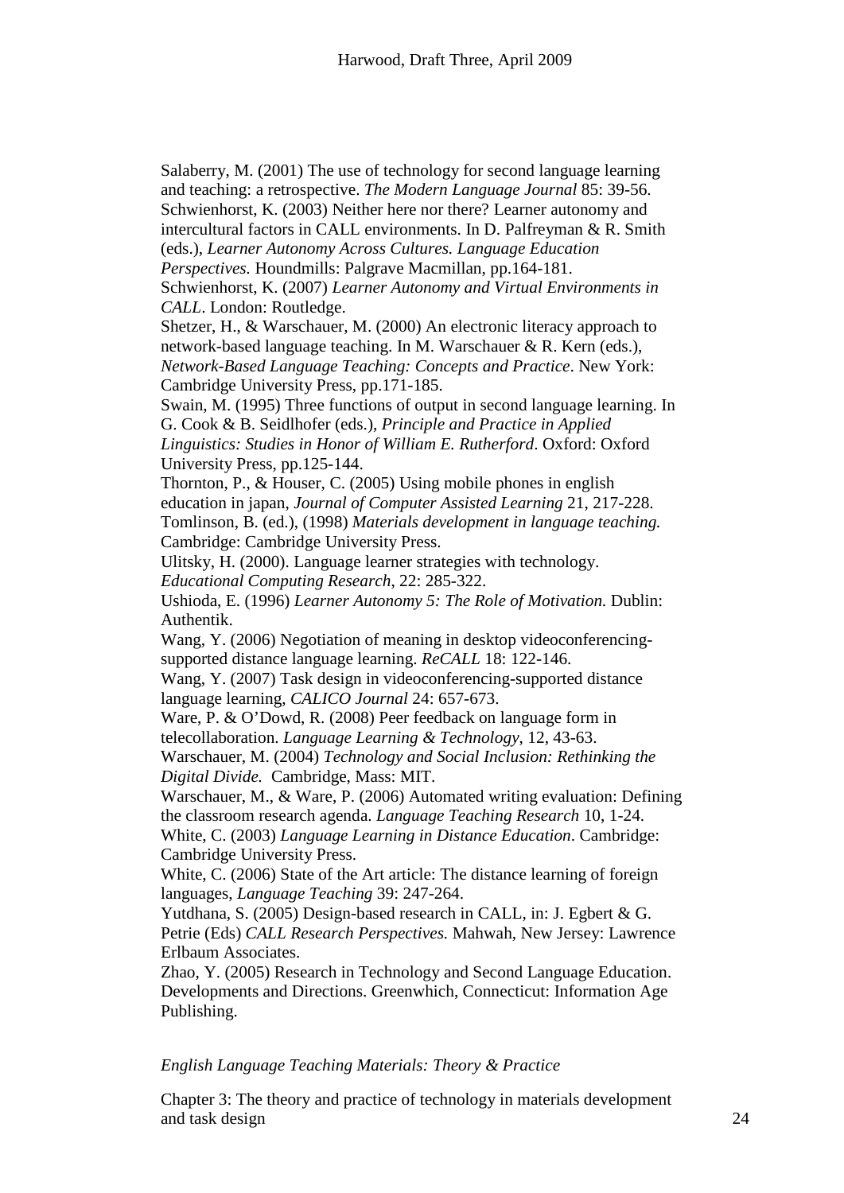Salaberry, M. (2001) The use of technology for second language learning and teaching: a retrospective. *The Modern Language Journal* 85: 39-56.

Schwienhorst, K. (2003) Neither here nor there? Learner autonomy and intercultural factors in CALL environments. In D. Palfreyman & R. Smith (eds.), *Learner Autonomy Across Cultures. Language Education Perspectives.* Houndmills: Palgrave Macmillan, pp.164-181.

Schwienhorst, K. (2007) *Learner Autonomy and Virtual Environments in CALL*. London: Routledge.

Shetzer, H., & Warschauer, M. (2000) An electronic literacy approach to network-based language teaching. In M. Warschauer & R. Kern (eds.), *Network-Based Language Teaching: Concepts and Practice*. New York: Cambridge University Press, pp.171-185.

Swain, M. (1995) Three functions of output in second language learning. In G. Cook & B. Seidlhofer (eds.), *Principle and Practice in Applied Linguistics: Studies in Honor of William E. Rutherford*. Oxford: Oxford University Press, pp.125-144.

Thornton, P., & Houser, C. (2005) Using mobile phones in english education in japan, *Journal of Computer Assisted Learning* 21, 217-228.

Tomlinson, B. (ed.), (1998) *Materials development in language teaching.* Cambridge: Cambridge University Press.

Ulitsky, H. (2000). Language learner strategies with technology. *Educational Computing Research*, 22: 285-322.

Ushioda, E. (1996) *Learner Autonomy 5: The Role of Motivation.* Dublin: Authentik.

Wang, Y. (2006) Negotiation of meaning in desktop videoconferencing-supported distance language learning. *ReCALL* 18: 122-146.

Wang, Y. (2007) Task design in videoconferencing-supported distance language learning, *CALICO Journal* 24: 657-673.

Ware, P. & O'Dowd, R. (2008) Peer feedback on language form in telecollaboration. *Language Learning & Technology*, 12, 43-63.

Warschauer, M. (2004) *Technology and Social Inclusion: Rethinking the Digital Divide.* Cambridge, Mass: MIT.

Warschauer, M., & Ware, P. (2006) Automated writing evaluation: Defining the classroom research agenda. *Language Teaching Research* 10, 1-24.

White, C. (2003) *Language Learning in Distance Education*. Cambridge: Cambridge University Press.

White, C. (2006) State of the Art article: The distance learning of foreign languages, *Language Teaching* 39: 247-264.

Yutdhana, S. (2005) Design-based research in CALL, in: J. Egbert & G. Petrie (Eds) *CALL Research Perspectives.* Mahwah, New Jersey: Lawrence Erlbaum Associates.

Zhao, Y. (2005) Research in Technology and Second Language Education. Developments and Directions. Greenwhich, Connecticut: Information Age Publishing.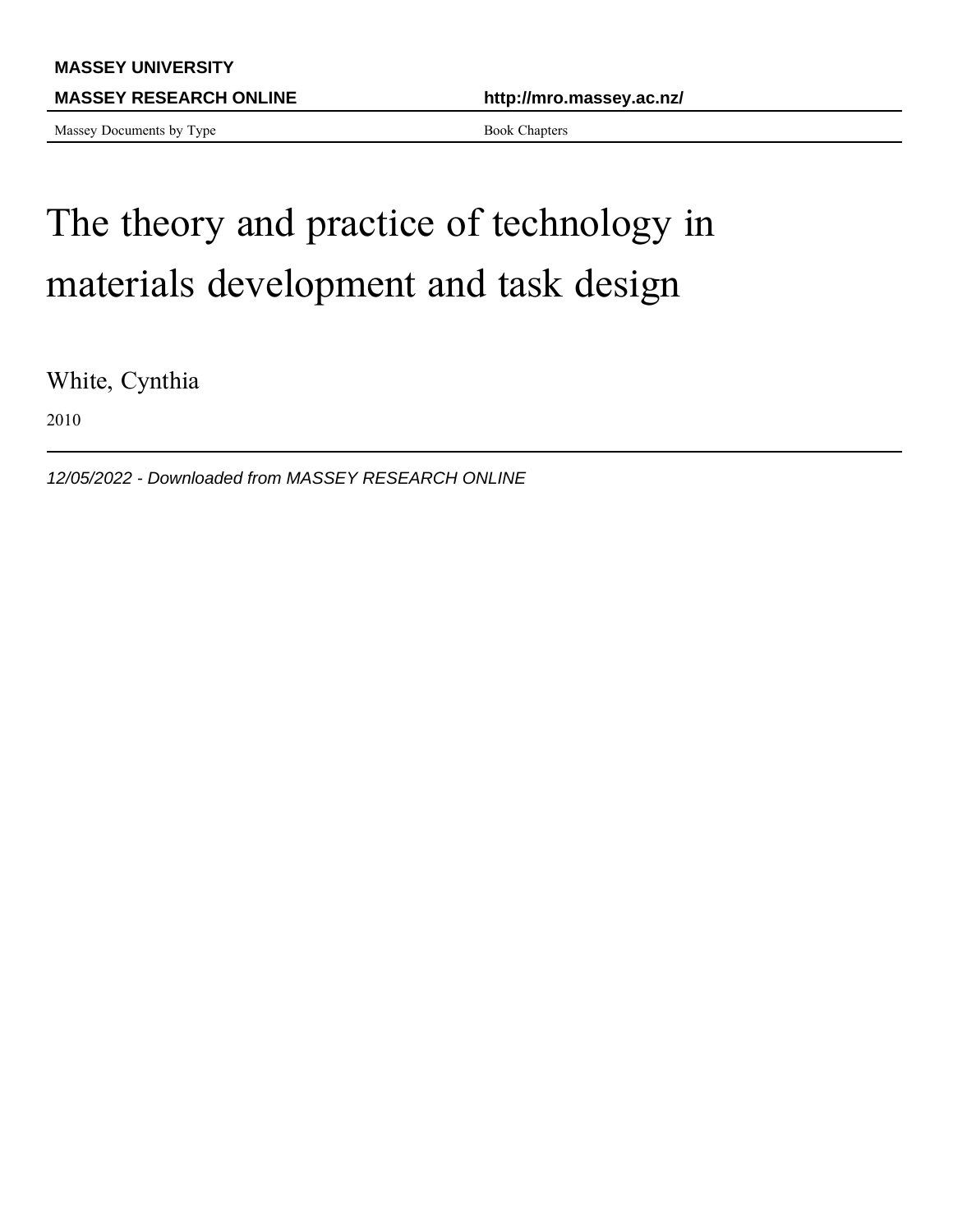**MASSEY UNIVERSITY**

**MASSEY RESEARCH ONLINE** **http://mro.massey.ac.nz/**

Massey Documents by Type Book Chapters

# The theory and practice of technology in materials development and task design

White, Cynthia

2010

*12/05/2022 - Downloaded from MASSEY RESEARCH ONLINE*